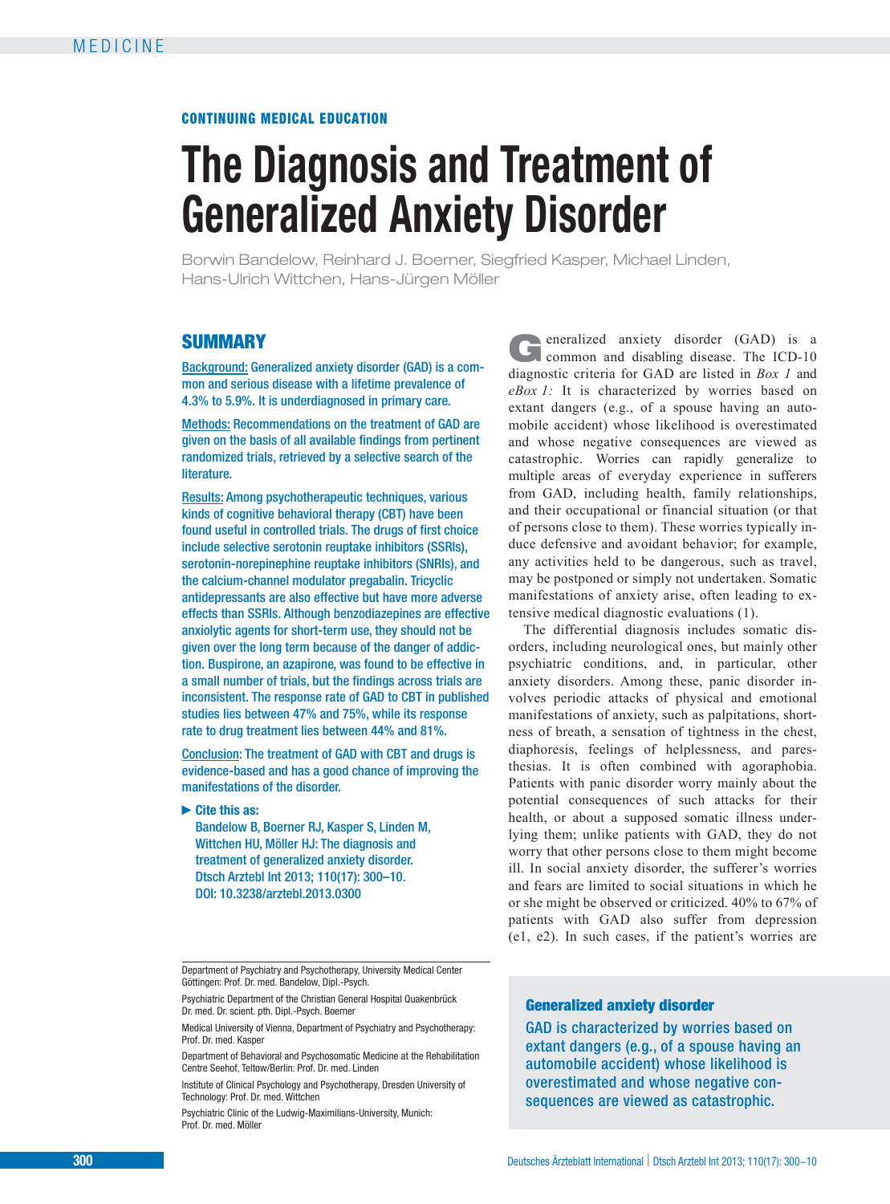MEDICINE

**CONTINUING MEDICAL EDUCATION**

# The Diagnosis and Treatment of Generalized Anxiety Disorder

Borwin Bandelow, Reinhard J. Boerner, Siegfried Kasper, Michael Linden, Hans-Ulrich Wittchen, Hans-Jürgen Möller

## SUMMARY

Background: Generalized anxiety disorder (GAD) is a common and serious disease with a lifetime prevalence of 4.3% to 5.9%. It is underdiagnosed in primary care.

Methods: Recommendations on the treatment of GAD are given on the basis of all available findings from pertinent randomized trials, retrieved by a selective search of the literature.

Results: Among psychotherapeutic techniques, various kinds of cognitive behavioral therapy (CBT) have been found useful in controlled trials. The drugs of first choice include selective serotonin reuptake inhibitors (SSRIs), serotonin-norepinephrine reuptake inhibitors (SNRIs), and the calcium-channel modulator pregabalin. Tricyclic antidepressants are also effective but have more adverse effects than SSRIs. Although benzodiazepines are effective anxiolytic agents for short-term use, they should not be given over the long term because of the danger of addiction. Buspirone, an azapirone, was found to be effective in a small number of trials, but the findings across trials are inconsistent. The response rate of GAD to CBT in published studies lies between 47% and 75%, while its response rate to drug treatment lies between 44% and 81%.

Conclusion: The treatment of GAD with CBT and drugs is evidence-based and has a good chance of improving the manifestations of the disorder.

► Cite this as:
Bandelow B, Boerner RJ, Kasper S, Linden M, Wittchen HU, Möller HJ: The diagnosis and treatment of generalized anxiety disorder. Dtsch Arztebl Int 2013; 110(17): 300–10. DOI: 10.3238/arztebl.2013.0300

Department of Psychiatry and Psychotherapy, University Medical Center Göttingen: Prof. Dr. med. Bandelow, Dipl.-Psych.

Psychiatric Department of the Christian General Hospital Quakenbrück Dr. med. Dr. scient. pth. Dipl.-Psych. Boerner

Medical University of Vienna, Department of Psychiatry and Psychotherapy: Prof. Dr. med. Kasper

Department of Behavioral and Psychosomatic Medicine at the Rehabilitation Centre Seehof, Teltow/Berlin: Prof. Dr. med. Linden

Institute of Clinical Psychology and Psychotherapy, Dresden University of Technology: Prof. Dr. med. Wittchen

Psychiatric Clinic of the Ludwig-Maximilians-University, Munich: Prof. Dr. med. Möller

Generalized anxiety disorder (GAD) is a common and disabling disease. The ICD-10 diagnostic criteria for GAD are listed in *Box 1* and *eBox 1:* It is characterized by worries based on extant dangers (e.g., of a spouse having an automobile accident) whose likelihood is overestimated and whose negative consequences are viewed as catastrophic. Worries can rapidly generalize to multiple areas of everyday experience in sufferers from GAD, including health, family relationships, and their occupational or financial situation (or that of persons close to them). These worries typically induce defensive and avoidant behavior; for example, any activities held to be dangerous, such as travel, may be postponed or simply not undertaken. Somatic manifestations of anxiety arise, often leading to extensive medical diagnostic evaluations (1).

The differential diagnosis includes somatic disorders, including neurological ones, but mainly other psychiatric conditions, and, in particular, other anxiety disorders. Among these, panic disorder involves periodic attacks of physical and emotional manifestations of anxiety, such as palpitations, shortness of breath, a sensation of tightness in the chest, diaphoresis, feelings of helplessness, and paresthesias. It is often combined with agoraphobia. Patients with panic disorder worry mainly about the potential consequences of such attacks for their health, or about a supposed somatic illness underlying them; unlike patients with GAD, they do not worry that other persons close to them might become ill. In social anxiety disorder, the sufferer's worries and fears are limited to social situations in which he or she might be observed or criticized. 40% to 67% of patients with GAD also suffer from depression (e1, e2). In such cases, if the patient's worries are

**Generalized anxiety disorder**

GAD is characterized by worries based on extant dangers (e.g., of a spouse having an automobile accident) whose likelihood is overestimated and whose negative consequences are viewed as catastrophic.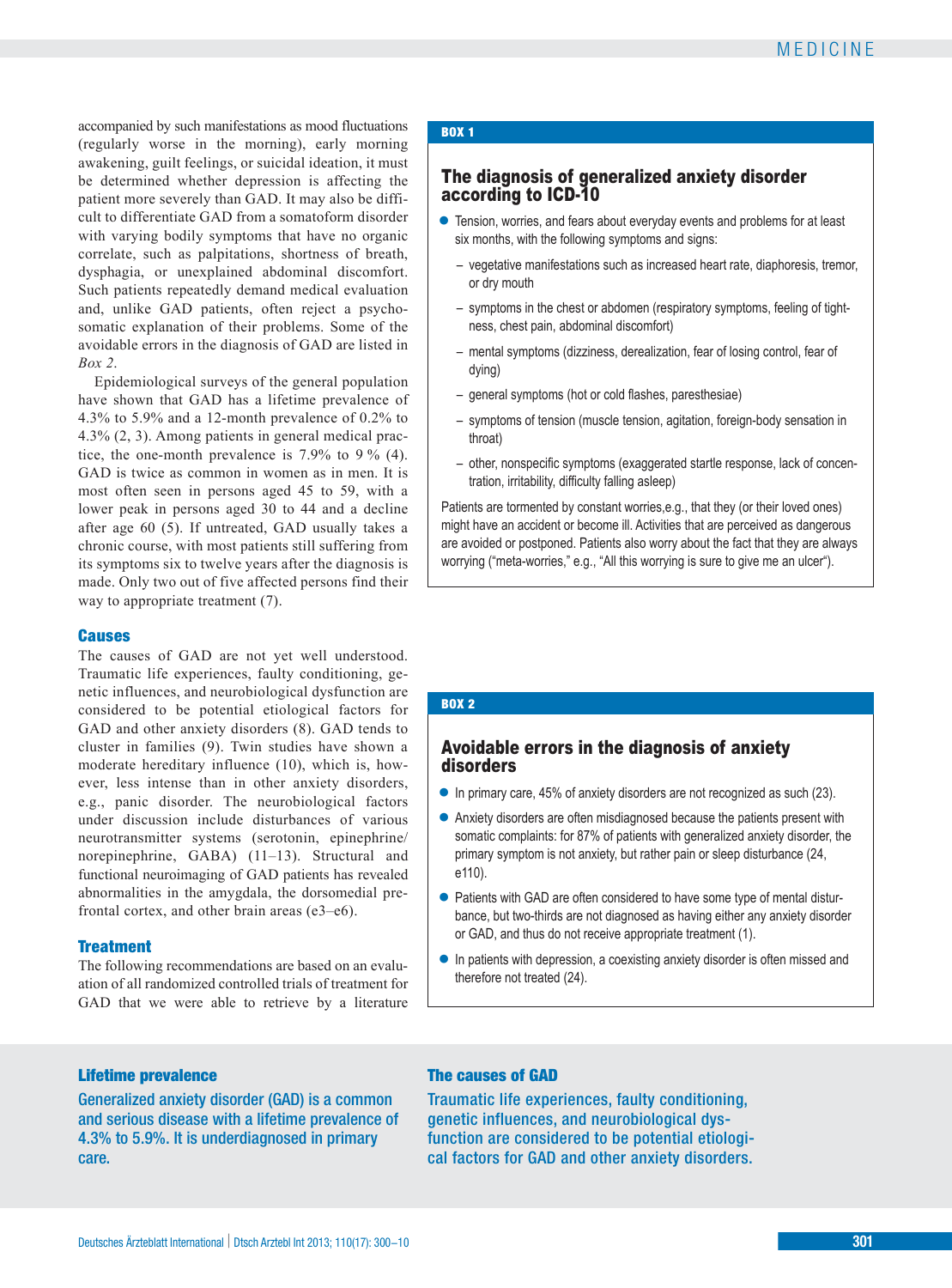accompanied by such manifestations as mood fluctuations (regularly worse in the morning), early morning awakening, guilt feelings, or suicidal ideation, it must be determined whether depression is affecting the patient more severely than GAD. It may also be difficult to differentiate GAD from a somatoform disorder with varying bodily symptoms that have no organic correlate, such as palpitations, shortness of breath, dysphagia, or unexplained abdominal discomfort. Such patients repeatedly demand medical evaluation and, unlike GAD patients, often reject a psychosomatic explanation of their problems. Some of the avoidable errors in the diagnosis of GAD are listed in *Box 2*.

Epidemiological surveys of the general population have shown that GAD has a lifetime prevalence of 4.3% to 5.9% and a 12-month prevalence of 0.2% to 4.3% (2, 3). Among patients in general medical practice, the one-month prevalence is 7.9% to 9 % (4). GAD is twice as common in women as in men. It is most often seen in persons aged 45 to 59, with a lower peak in persons aged 30 to 44 and a decline after age 60 (5). If untreated, GAD usually takes a chronic course, with most patients still suffering from its symptoms six to twelve years after the diagnosis is made. Only two out of five affected persons find their way to appropriate treatment (7).

## Causes

The causes of GAD are not yet well understood. Traumatic life experiences, faulty conditioning, genetic influences, and neurobiological dysfunction are considered to be potential etiological factors for GAD and other anxiety disorders (8). GAD tends to cluster in families (9). Twin studies have shown a moderate hereditary influence (10), which is, however, less intense than in other anxiety disorders, e.g., panic disorder. The neurobiological factors under discussion include disturbances of various neurotransmitter systems (serotonin, epinephrine/norepinephrine, GABA) (11–13). Structural and functional neuroimaging of GAD patients has revealed abnormalities in the amygdala, the dorsomedial prefrontal cortex, and other brain areas (e3–e6).

## Treatment

The following recommendations are based on an evaluation of all randomized controlled trials of treatment for GAD that we were able to retrieve by a literature

---

**BOX 1**

### The diagnosis of generalized anxiety disorder according to ICD-10

- Tension, worries, and fears about everyday events and problems for at least six months, with the following symptoms and signs:
  - vegetative manifestations such as increased heart rate, diaphoresis, tremor, or dry mouth
  - symptoms in the chest or abdomen (respiratory symptoms, feeling of tightness, chest pain, abdominal discomfort)
  - mental symptoms (dizziness, derealization, fear of losing control, fear of dying)
  - general symptoms (hot or cold flashes, paresthesiae)
  - symptoms of tension (muscle tension, agitation, foreign-body sensation in throat)
  - other, nonspecific symptoms (exaggerated startle response, lack of concentration, irritability, difficulty falling asleep)

Patients are tormented by constant worries,e.g., that they (or their loved ones) might have an accident or become ill. Activities that are perceived as dangerous are avoided or postponed. Patients also worry about the fact that they are always worrying ("meta-worries," e.g., "All this worrying is sure to give me an ulcer").

---

**BOX 2**

### Avoidable errors in the diagnosis of anxiety disorders

- In primary care, 45% of anxiety disorders are not recognized as such (23).
- Anxiety disorders are often misdiagnosed because the patients present with somatic complaints: for 87% of patients with generalized anxiety disorder, the primary symptom is not anxiety, but rather pain or sleep disturbance (24, e110).
- Patients with GAD are often considered to have some type of mental disturbance, but two-thirds are not diagnosed as having either any anxiety disorder or GAD, and thus do not receive appropriate treatment (1).
- In patients with depression, a coexisting anxiety disorder is often missed and therefore not treated (24).

---

**Lifetime prevalence**

Generalized anxiety disorder (GAD) is a common and serious disease with a lifetime prevalence of 4.3% to 5.9%. It is underdiagnosed in primary care.

**The causes of GAD**

Traumatic life experiences, faulty conditioning, genetic influences, and neurobiological dysfunction are considered to be potential etiological factors for GAD and other anxiety disorders.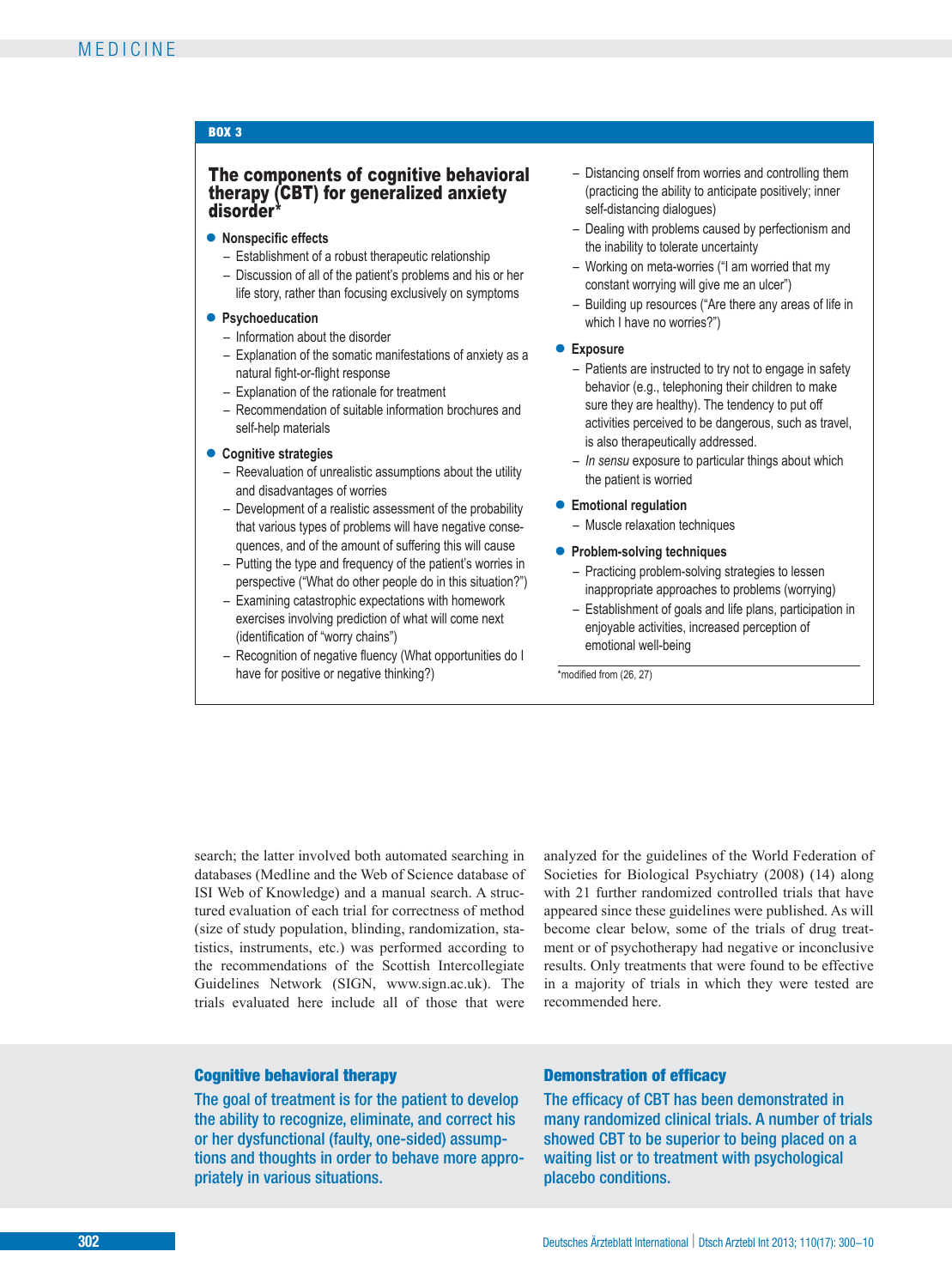**BOX 3**

## The components of cognitive behavioral therapy (CBT) for generalized anxiety disorder*

- **Nonspecific effects**
  - Establishment of a robust therapeutic relationship
  - Discussion of all of the patient's problems and his or her life story, rather than focusing exclusively on symptoms
- **Psychoeducation**
  - Information about the disorder
  - Explanation of the somatic manifestations of anxiety as a natural fight-or-flight response
  - Explanation of the rationale for treatment
  - Recommendation of suitable information brochures and self-help materials
- **Cognitive strategies**
  - Reevaluation of unrealistic assumptions about the utility and disadvantages of worries
  - Development of a realistic assessment of the probability that various types of problems will have negative consequences, and of the amount of suffering this will cause
  - Putting the type and frequency of the patient's worries in perspective ("What do other people do in this situation?")
  - Examining catastrophic expectations with homework exercises involving prediction of what will come next (identification of "worry chains")
  - Recognition of negative fluency (What opportunities do I have for positive or negative thinking?)
  - Distancing onself from worries and controlling them (practicing the ability to anticipate positively; inner self-distancing dialogues)
  - Dealing with problems caused by perfectionism and the inability to tolerate uncertainty
  - Working on meta-worries ("I am worried that my constant worrying will give me an ulcer")
  - Building up resources ("Are there any areas of life in which I have no worries?")
- **Exposure**
  - Patients are instructed to try not to engage in safety behavior (e.g., telephoning their children to make sure they are healthy). The tendency to put off activities perceived to be dangerous, such as travel, is also therapeutically addressed.
  - *In sensu* exposure to particular things about which the patient is worried
- **Emotional regulation**
  - Muscle relaxation techniques
- **Problem-solving techniques**
  - Practicing problem-solving strategies to lessen inappropriate approaches to problems (worrying)
  - Establishment of goals and life plans, participation in enjoyable activities, increased perception of emotional well-being

*modified from (26, 27)

search; the latter involved both automated searching in databases (Medline and the Web of Science database of ISI Web of Knowledge) and a manual search. A structured evaluation of each trial for correctness of method (size of study population, blinding, randomization, statistics, instruments, etc.) was performed according to the recommendations of the Scottish Intercollegiate Guidelines Network (SIGN, www.sign.ac.uk). The trials evaluated here include all of those that were analyzed for the guidelines of the World Federation of Societies for Biological Psychiatry (2008) (14) along with 21 further randomized controlled trials that have appeared since these guidelines were published. As will become clear below, some of the trials of drug treatment or of psychotherapy had negative or inconclusive results. Only treatments that were found to be effective in a majority of trials in which they were tested are recommended here.

**Cognitive behavioral therapy**

The goal of treatment is for the patient to develop the ability to recognize, eliminate, and correct his or her dysfunctional (faulty, one-sided) assumptions and thoughts in order to behave more appropriately in various situations.

**Demonstration of efficacy**

The efficacy of CBT has been demonstrated in many randomized clinical trials. A number of trials showed CBT to be superior to being placed on a waiting list or to treatment with psychological placebo conditions.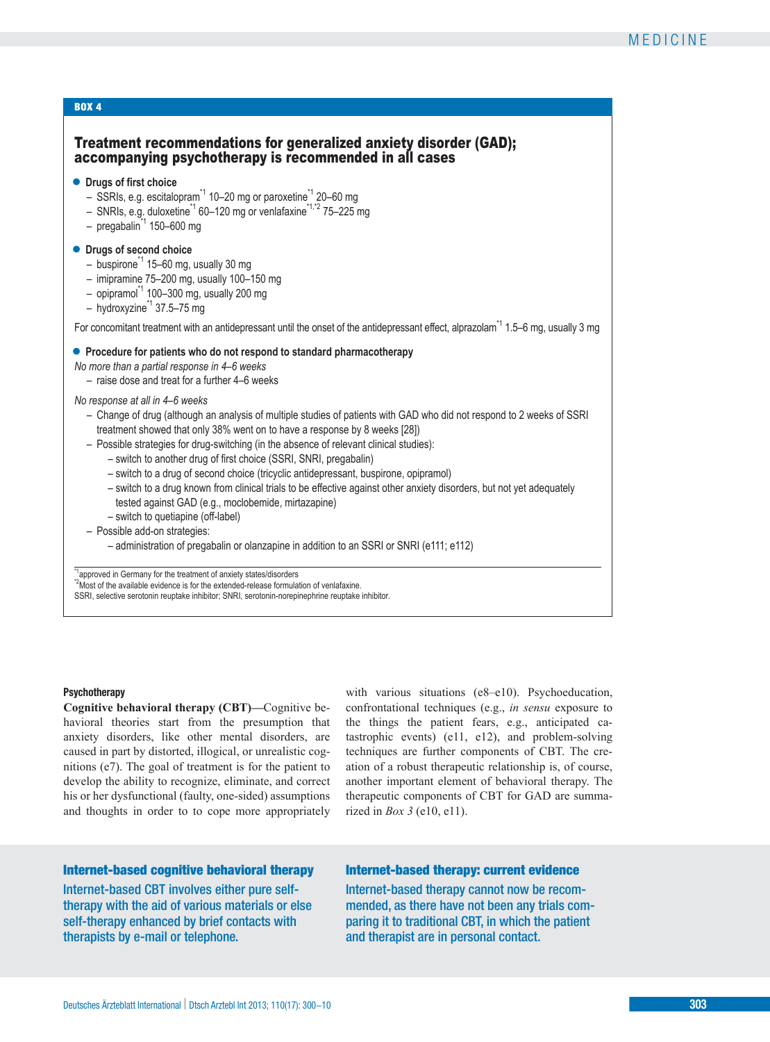**BOX 4**

## Treatment recommendations for generalized anxiety disorder (GAD); accompanying psychotherapy is recommended in all cases

- **Drugs of first choice**
  - SSRIs, e.g. escitalopram[*1] 10–20 mg or paroxetine[*1] 20–60 mg
  - SNRIs, e.g. duloxetine[*1] 60–120 mg or venlafaxine[*1,*2] 75–225 mg
  - pregabalin[*1] 150–600 mg

- **Drugs of second choice**
  - buspirone[*1] 15–60 mg, usually 30 mg
  - imipramine 75–200 mg, usually 100–150 mg
  - opipramol[*1] 100–300 mg, usually 200 mg
  - hydroxyzine[*1] 37.5–75 mg

For concomitant treatment with an antidepressant until the onset of the antidepressant effect, alprazolam[*1] 1.5–6 mg, usually 3 mg

- **Procedure for patients who do not respond to standard pharmacotherapy**

*No more than a partial response in 4–6 weeks*
- raise dose and treat for a further 4–6 weeks

*No response at all in 4–6 weeks*
- Change of drug (although an analysis of multiple studies of patients with GAD who did not respond to 2 weeks of SSRI treatment showed that only 38% went on to have a response by 8 weeks [28])
- Possible strategies for drug-switching (in the absence of relevant clinical studies):
  - switch to another drug of first choice (SSRI, SNRI, pregabalin)
  - switch to a drug of second choice (tricyclic antidepressant, buspirone, opipramol)
  - switch to a drug known from clinical trials to be effective against other anxiety disorders, but not yet adequately tested against GAD (e.g., moclobemide, mirtazapine)
  - switch to quetiapine (off-label)
- Possible add-on strategies:
  - administration of pregabalin or olanzapine in addition to an SSRI or SNRI (e111; e112)

[*1] approved in Germany for the treatment of anxiety states/disorders
[*2] Most of the available evidence is for the extended-release formulation of venlafaxine.
SSRI, selective serotonin reuptake inhibitor; SNRI, serotonin-norepinephrine reuptake inhibitor.

### Psychotherapy

**Cognitive behavioral therapy (CBT)—**Cognitive behavioral theories start from the presumption that anxiety disorders, like other mental disorders, are caused in part by distorted, illogical, or unrealistic cognitions (e7). The goal of treatment is for the patient to develop the ability to recognize, eliminate, and correct his or her dysfunctional (faulty, one-sided) assumptions and thoughts in order to to cope more appropriately with various situations (e8–e10). Psychoeducation, confrontational techniques (e.g., *in sensu* exposure to the things the patient fears, e.g., anticipated catastrophic events) (e11, e12), and problem-solving techniques are further components of CBT. The creation of a robust therapeutic relationship is, of course, another important element of behavioral therapy. The therapeutic components of CBT for GAD are summarized in *Box 3* (e10, e11).

**Internet-based cognitive behavioral therapy**

Internet-based CBT involves either pure self-therapy with the aid of various materials or else self-therapy enhanced by brief contacts with therapists by e-mail or telephone.

**Internet-based therapy: current evidence**

Internet-based therapy cannot now be recommended, as there have not been any trials comparing it to traditional CBT, in which the patient and therapist are in personal contact.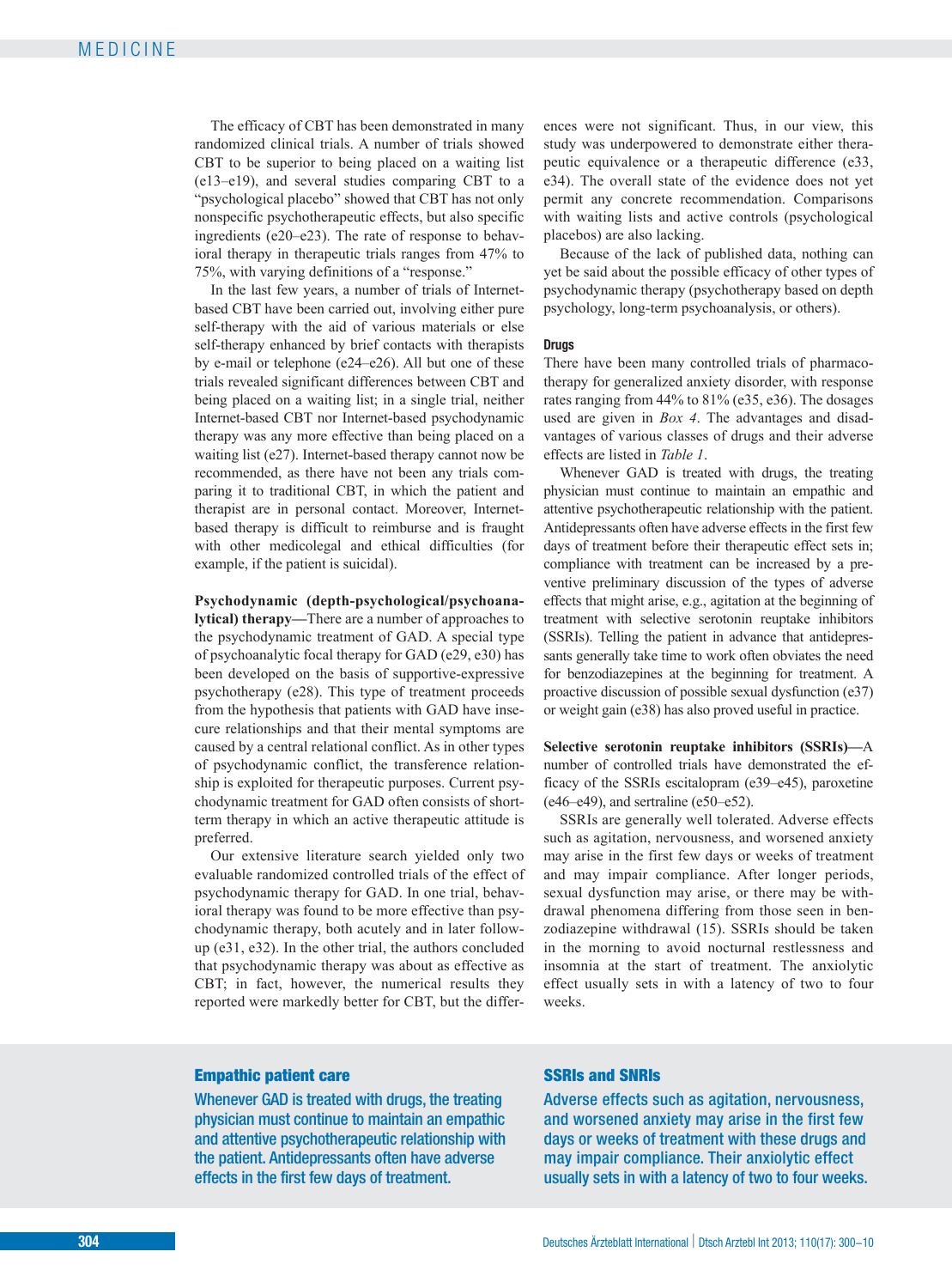The efficacy of CBT has been demonstrated in many randomized clinical trials. A number of trials showed CBT to be superior to being placed on a waiting list (e13–e19), and several studies comparing CBT to a "psychological placebo" showed that CBT has not only nonspecific psychotherapeutic effects, but also specific ingredients (e20–e23). The rate of response to behavioral therapy in therapeutic trials ranges from 47% to 75%, with varying definitions of a "response."

In the last few years, a number of trials of Internet-based CBT have been carried out, involving either pure self-therapy with the aid of various materials or else self-therapy enhanced by brief contacts with therapists by e-mail or telephone (e24–e26). All but one of these trials revealed significant differences between CBT and being placed on a waiting list; in a single trial, neither Internet-based CBT nor Internet-based psychodynamic therapy was any more effective than being placed on a waiting list (e27). Internet-based therapy cannot now be recommended, as there have not been any trials comparing it to traditional CBT, in which the patient and therapist are in personal contact. Moreover, Internet-based therapy is difficult to reimburse and is fraught with other medicolegal and ethical difficulties (for example, if the patient is suicidal).

**Psychodynamic (depth-psychological/psychoanalytical) therapy**—There are a number of approaches to the psychodynamic treatment of GAD. A special type of psychoanalytic focal therapy for GAD (e29, e30) has been developed on the basis of supportive-expressive psychotherapy (e28). This type of treatment proceeds from the hypothesis that patients with GAD have insecure relationships and that their mental symptoms are caused by a central relational conflict. As in other types of psychodynamic conflict, the transference relationship is exploited for therapeutic purposes. Current psychodynamic treatment for GAD often consists of short-term therapy in which an active therapeutic attitude is preferred.

Our extensive literature search yielded only two evaluable randomized controlled trials of the effect of psychodynamic therapy for GAD. In one trial, behavioral therapy was found to be more effective than psychodynamic therapy, both acutely and in later follow-up (e31, e32). In the other trial, the authors concluded that psychodynamic therapy was about as effective as CBT; in fact, however, the numerical results they reported were markedly better for CBT, but the differences were not significant. Thus, in our view, this study was underpowered to demonstrate either therapeutic equivalence or a therapeutic difference (e33, e34). The overall state of the evidence does not yet permit any concrete recommendation. Comparisons with waiting lists and active controls (psychological placebos) are also lacking.

Because of the lack of published data, nothing can yet be said about the possible efficacy of other types of psychodynamic therapy (psychotherapy based on depth psychology, long-term psychoanalysis, or others).

### Drugs

There have been many controlled trials of pharmacotherapy for generalized anxiety disorder, with response rates ranging from 44% to 81% (e35, e36). The dosages used are given in *Box 4*. The advantages and disadvantages of various classes of drugs and their adverse effects are listed in *Table 1*.

Whenever GAD is treated with drugs, the treating physician must continue to maintain an empathic and attentive psychotherapeutic relationship with the patient. Antidepressants often have adverse effects in the first few days of treatment before their therapeutic effect sets in; compliance with treatment can be increased by a preventive preliminary discussion of the types of adverse effects that might arise, e.g., agitation at the beginning of treatment with selective serotonin reuptake inhibitors (SSRIs). Telling the patient in advance that antidepressants generally take time to work often obviates the need for benzodiazepines at the beginning for treatment. A proactive discussion of possible sexual dysfunction (e37) or weight gain (e38) has also proved useful in practice.

**Selective serotonin reuptake inhibitors (SSRIs)**—A number of controlled trials have demonstrated the efficacy of the SSRIs escitalopram (e39–e45), paroxetine (e46–e49), and sertraline (e50–e52).

SSRIs are generally well tolerated. Adverse effects such as agitation, nervousness, and worsened anxiety may arise in the first few days or weeks of treatment and may impair compliance. After longer periods, sexual dysfunction may arise, or there may be withdrawal phenomena differing from those seen in benzodiazepine withdrawal (15). SSRIs should be taken in the morning to avoid nocturnal restlessness and insomnia at the start of treatment. The anxiolytic effect usually sets in with a latency of two to four weeks.

**Empathic patient care**

Whenever GAD is treated with drugs, the treating physician must continue to maintain an empathic and attentive psychotherapeutic relationship with the patient. Antidepressants often have adverse effects in the first few days of treatment.

**SSRIs and SNRIs**

Adverse effects such as agitation, nervousness, and worsened anxiety may arise in the first few days or weeks of treatment with these drugs and may impair compliance. Their anxiolytic effect usually sets in with a latency of two to four weeks.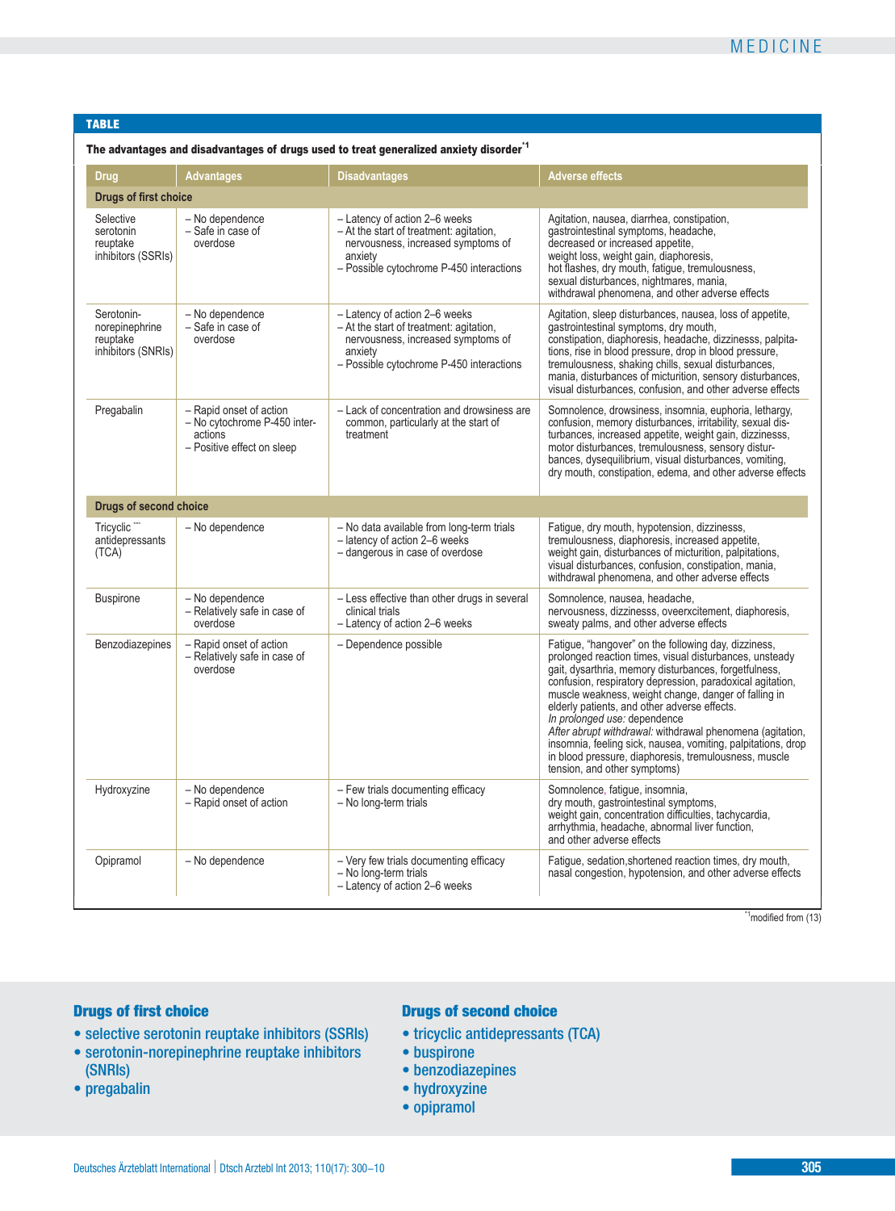**TABLE**

**The advantages and disadvantages of drugs used to treat generalized anxiety disorder**[*1]

| Drug | Advantages | Disadvantages | Adverse effects |
|---|---|---|---|
| **Drugs of first choice** | | | |
| Selective serotonin reuptake inhibitors (SSRIs) | – No dependence<br>– Safe in case of overdose | – Latency of action 2–6 weeks<br>– At the start of treatment: agitation, nervousness, increased symptoms of anxiety<br>– Possible cytochrome P-450 interactions | Agitation, nausea, diarrhea, constipation, gastrointestinal symptoms, headache, decreased or increased appetite, weight loss, weight gain, diaphoresis, hot flashes, dry mouth, fatigue, tremulousness, sexual disturbances, nightmares, mania, withdrawal phenomena, and other adverse effects |
| Serotonin-norepinephrine reuptake inhibitors (SNRIs) | – No dependence<br>– Safe in case of overdose | – Latency of action 2–6 weeks<br>– At the start of treatment: agitation, nervousness, increased symptoms of anxiety<br>– Possible cytochrome P-450 interactions | Agitation, sleep disturbances, nausea, loss of appetite, gastrointestinal symptoms, dry mouth, constipation, diaphoresis, headache, dizzinesss, palpitations, rise in blood pressure, drop in blood pressure, tremulousness, shaking chills, sexual disturbances, mania, disturbances of micturition, sensory disturbances, visual disturbances, confusion, and other adverse effects |
| Pregabalin | – Rapid onset of action<br>– No cytochrome P-450 interactions<br>– Positive effect on sleep | – Lack of concentration and drowsiness are common, particularly at the start of treatment | Somnolence, drowsiness, insomnia, euphoria, lethargy, confusion, memory disturbances, irritability, sexual disturbances, increased appetite, weight gain, dizzinesss, motor disturbances, tremulousness, sensory disturbances, dysequilibrium, visual disturbances, vomiting, dry mouth, constipation, edema, and other adverse effects |
| **Drugs of second choice** | | | |
| Tricyclic antidepressants (TCA) | – No dependence | – No data available from long-term trials<br>– latency of action 2–6 weeks<br>– dangerous in case of overdose | Fatigue, dry mouth, hypotension, dizzinesss, tremulousness, diaphoresis, increased appetite, weight gain, disturbances of micturition, palpitations, visual disturbances, confusion, constipation, mania, withdrawal phenomena, and other adverse effects |
| Buspirone | – No dependence<br>– Relatively safe in case of overdose | – Less effective than other drugs in several clinical trials<br>– Latency of action 2–6 weeks | Somnolence, nausea, headache, nervousness, dizzinesss, oveerxcitement, diaphoresis, sweaty palms, and other adverse effects |
| Benzodiazepines | – Rapid onset of action<br>– Relatively safe in case of overdose | – Dependence possible | Fatigue, "hangover" on the following day, dizziness, prolonged reaction times, visual disturbances, unsteady gait, dysarthria, memory disturbances, forgetfulness, confusion, respiratory depression, paradoxical agitation, muscle weakness, weight change, danger of falling in elderly patients, and other adverse effects.<br>*In prolonged use:* dependence<br>*After abrupt withdrawal:* withdrawal phenomena (agitation, insomnia, feeling sick, nausea, vomiting, palpitations, drop in blood pressure, diaphoresis, tremulousness, muscle tension, and other symptoms) |
| Hydroxyzine | – No dependence<br>– Rapid onset of action | – Few trials documenting efficacy<br>– No long-term trials | Somnolence, fatigue, insomnia, dry mouth, gastrointestinal symptoms, weight gain, concentration difficulties, tachycardia, arrhythmia, headache, abnormal liver function, and other adverse effects |
| Opipramol | – No dependence | – Very few trials documenting efficacy<br>– No long-term trials<br>– Latency of action 2–6 weeks | Fatigue, sedation,shortened reaction times, dry mouth, nasal congestion, hypotension, and other adverse effects |

[*1]modified from (13)

**Drugs of first choice**

- selective serotonin reuptake inhibitors (SSRIs)
- serotonin-norepinephrine reuptake inhibitors (SNRIs)
- pregabalin

**Drugs of second choice**

- tricyclic antidepressants (TCA)
- buspirone
- benzodiazepines
- hydroxyzine
- opipramol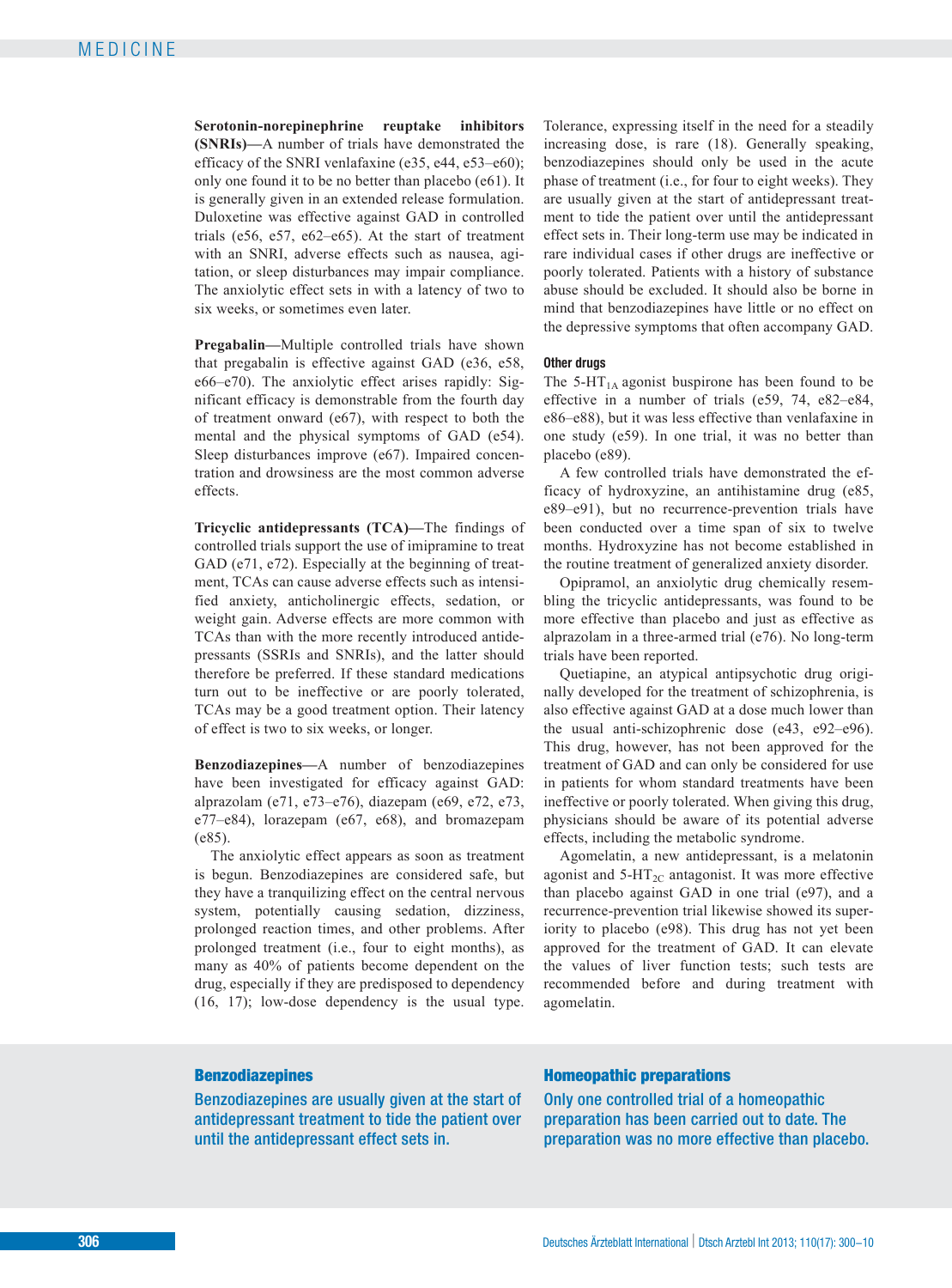**Serotonin-norepinephrine reuptake inhibitors (SNRIs)**—A number of trials have demonstrated the efficacy of the SNRI venlafaxine (e35, e44, e53–e60); only one found it to be no better than placebo (e61). It is generally given in an extended release formulation. Duloxetine was effective against GAD in controlled trials (e56, e57, e62–e65). At the start of treatment with an SNRI, adverse effects such as nausea, agitation, or sleep disturbances may impair compliance. The anxiolytic effect sets in with a latency of two to six weeks, or sometimes even later.

**Pregabalin**—Multiple controlled trials have shown that pregabalin is effective against GAD (e36, e58, e66–e70). The anxiolytic effect arises rapidly: Significant efficacy is demonstrable from the fourth day of treatment onward (e67), with respect to both the mental and the physical symptoms of GAD (e54). Sleep disturbances improve (e67). Impaired concentration and drowsiness are the most common adverse effects.

**Tricyclic antidepressants (TCA)**—The findings of controlled trials support the use of imipramine to treat GAD (e71, e72). Especially at the beginning of treatment, TCAs can cause adverse effects such as intensified anxiety, anticholinergic effects, sedation, or weight gain. Adverse effects are more common with TCAs than with the more recently introduced antidepressants (SSRIs and SNRIs), and the latter should therefore be preferred. If these standard medications turn out to be ineffective or are poorly tolerated, TCAs may be a good treatment option. Their latency of effect is two to six weeks, or longer.

**Benzodiazepines**—A number of benzodiazepines have been investigated for efficacy against GAD: alprazolam (e71, e73–e76), diazepam (e69, e72, e73, e77–e84), lorazepam (e67, e68), and bromazepam (e85).

The anxiolytic effect appears as soon as treatment is begun. Benzodiazepines are considered safe, but they have a tranquilizing effect on the central nervous system, potentially causing sedation, dizziness, prolonged reaction times, and other problems. After prolonged treatment (i.e., four to eight months), as many as 40% of patients become dependent on the drug, especially if they are predisposed to dependency (16, 17); low-dose dependency is the usual type. Tolerance, expressing itself in the need for a steadily increasing dose, is rare (18). Generally speaking, benzodiazepines should only be used in the acute phase of treatment (i.e., for four to eight weeks). They are usually given at the start of antidepressant treatment to tide the patient over until the antidepressant effect sets in. Their long-term use may be indicated in rare individual cases if other drugs are ineffective or poorly tolerated. Patients with a history of substance abuse should be excluded. It should also be borne in mind that benzodiazepines have little or no effect on the depressive symptoms that often accompany GAD.

#### Other drugs

The 5-HT$_{1A}$ agonist buspirone has been found to be effective in a number of trials (e59, 74, e82–e84, e86–e88), but it was less effective than venlafaxine in one study (e59). In one trial, it was no better than placebo (e89).

A few controlled trials have demonstrated the efficacy of hydroxyzine, an antihistamine drug (e85, e89–e91), but no recurrence-prevention trials have been conducted over a time span of six to twelve months. Hydroxyzine has not become established in the routine treatment of generalized anxiety disorder.

Opipramol, an anxiolytic drug chemically resembling the tricyclic antidepressants, was found to be more effective than placebo and just as effective as alprazolam in a three-armed trial (e76). No long-term trials have been reported.

Quetiapine, an atypical antipsychotic drug originally developed for the treatment of schizophrenia, is also effective against GAD at a dose much lower than the usual anti-schizophrenic dose (e43, e92–e96). This drug, however, has not been approved for the treatment of GAD and can only be considered for use in patients for whom standard treatments have been ineffective or poorly tolerated. When giving this drug, physicians should be aware of its potential adverse effects, including the metabolic syndrome.

Agomelatin, a new antidepressant, is a melatonin agonist and 5-HT$_{2C}$ antagonist. It was more effective than placebo against GAD in one trial (e97), and a recurrence-prevention trial likewise showed its superiority to placebo (e98). This drug has not yet been approved for the treatment of GAD. It can elevate the values of liver function tests; such tests are recommended before and during treatment with agomelatin.

**Benzodiazepines**

Benzodiazepines are usually given at the start of antidepressant treatment to tide the patient over until the antidepressant effect sets in.

**Homeopathic preparations**

Only one controlled trial of a homeopathic preparation has been carried out to date. The preparation was no more effective than placebo.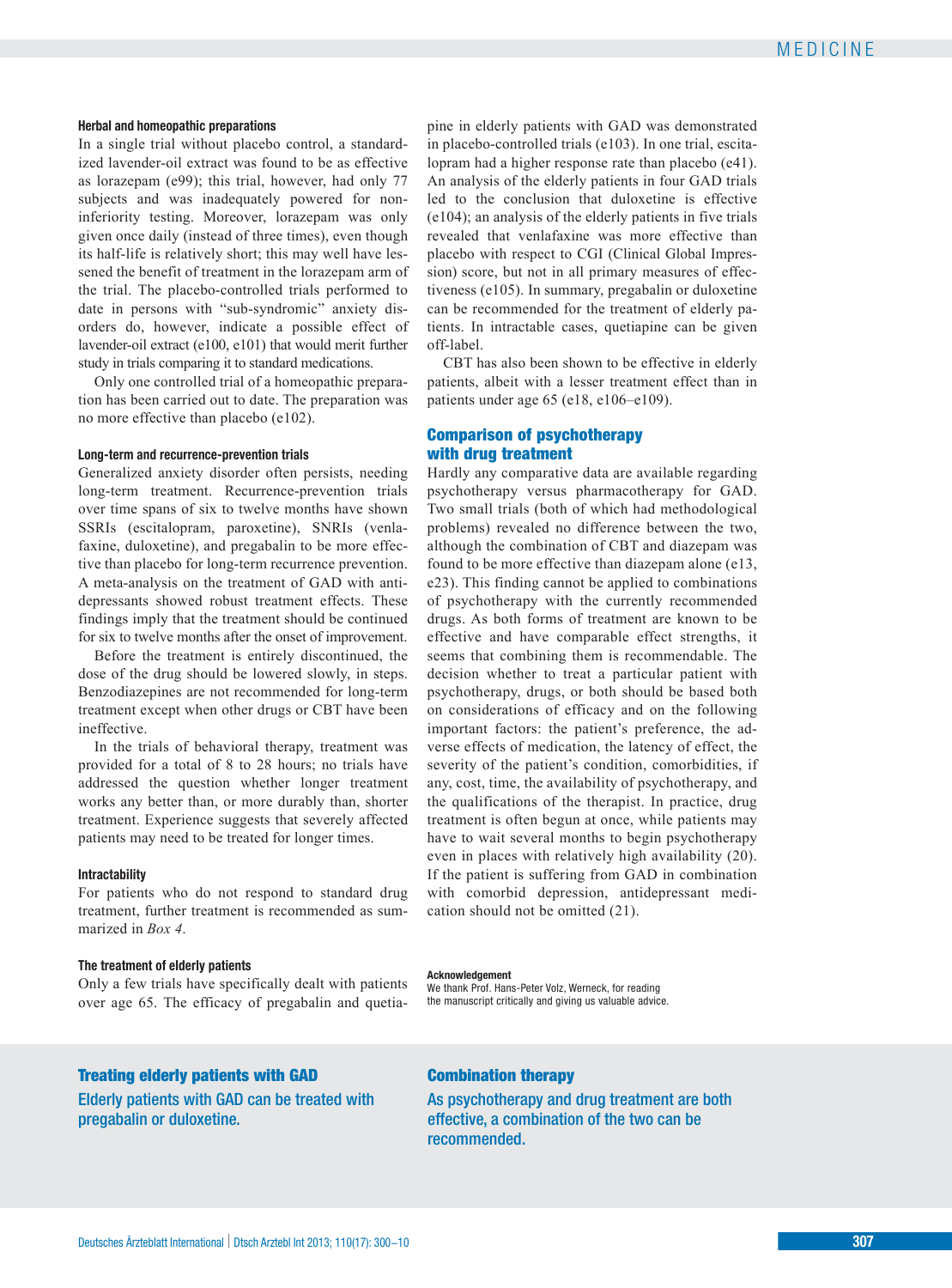#### Herbal and homeopathic preparations

In a single trial without placebo control, a standardized lavender-oil extract was found to be as effective as lorazepam (e99); this trial, however, had only 77 subjects and was inadequately powered for non-inferiority testing. Moreover, lorazepam was only given once daily (instead of three times), even though its half-life is relatively short; this may well have lessened the benefit of treatment in the lorazepam arm of the trial. The placebo-controlled trials performed to date in persons with "sub-syndromic" anxiety disorders do, however, indicate a possible effect of lavender-oil extract (e100, e101) that would merit further study in trials comparing it to standard medications.

Only one controlled trial of a homeopathic preparation has been carried out to date. The preparation was no more effective than placebo (e102).

#### Long-term and recurrence-prevention trials

Generalized anxiety disorder often persists, needing long-term treatment. Recurrence-prevention trials over time spans of six to twelve months have shown SSRIs (escitalopram, paroxetine), SNRIs (venlafaxine, duloxetine), and pregabalin to be more effective than placebo for long-term recurrence prevention. A meta-analysis on the treatment of GAD with antidepressants showed robust treatment effects. These findings imply that the treatment should be continued for six to twelve months after the onset of improvement.

Before the treatment is entirely discontinued, the dose of the drug should be lowered slowly, in steps. Benzodiazepines are not recommended for long-term treatment except when other drugs or CBT have been ineffective.

In the trials of behavioral therapy, treatment was provided for a total of 8 to 28 hours; no trials have addressed the question whether longer treatment works any better than, or more durably than, shorter treatment. Experience suggests that severely affected patients may need to be treated for longer times.

#### Intractability

For patients who do not respond to standard drug treatment, further treatment is recommended as summarized in *Box 4*.

#### The treatment of elderly patients

Only a few trials have specifically dealt with patients over age 65. The efficacy of pregabalin and quetiapine in elderly patients with GAD was demonstrated in placebo-controlled trials (e103). In one trial, escitalopram had a higher response rate than placebo (e41). An analysis of the elderly patients in four GAD trials led to the conclusion that duloxetine is effective (e104); an analysis of the elderly patients in five trials revealed that venlafaxine was more effective than placebo with respect to CGI (Clinical Global Impression) score, but not in all primary measures of effectiveness (e105). In summary, pregabalin or duloxetine can be recommended for the treatment of elderly patients. In intractable cases, quetiapine can be given off-label.

CBT has also been shown to be effective in elderly patients, albeit with a lesser treatment effect than in patients under age 65 (e18, e106–e109).

### Comparison of psychotherapy with drug treatment

Hardly any comparative data are available regarding psychotherapy versus pharmacotherapy for GAD. Two small trials (both of which had methodological problems) revealed no difference between the two, although the combination of CBT and diazepam was found to be more effective than diazepam alone (e13, e23). This finding cannot be applied to combinations of psychotherapy with the currently recommended drugs. As both forms of treatment are known to be effective and have comparable effect strengths, it seems that combining them is recommendable. The decision whether to treat a particular patient with psychotherapy, drugs, or both should be based both on considerations of efficacy and on the following important factors: the patient's preference, the adverse effects of medication, the latency of effect, the severity of the patient's condition, comorbidities, if any, cost, time, the availability of psychotherapy, and the qualifications of the therapist. In practice, drug treatment is often begun at once, while patients may have to wait several months to begin psychotherapy even in places with relatively high availability (20). If the patient is suffering from GAD in combination with comorbid depression, antidepressant medication should not be omitted (21).

**Acknowledgement**
We thank Prof. Hans-Peter Volz, Werneck, for reading the manuscript critically and giving us valuable advice.

**Treating elderly patients with GAD**

Elderly patients with GAD can be treated with pregabalin or duloxetine.

**Combination therapy**

As psychotherapy and drug treatment are both effective, a combination of the two can be recommended.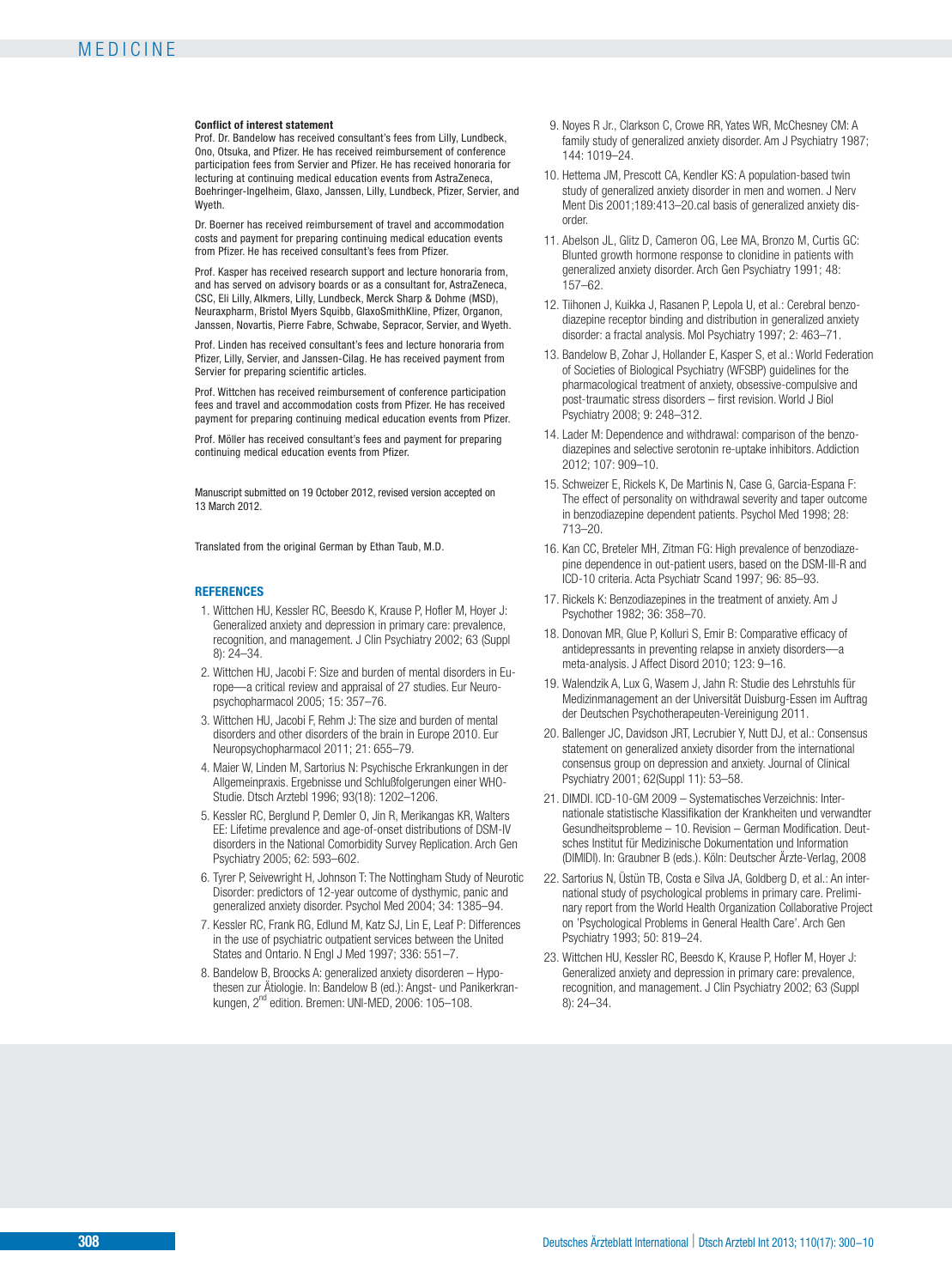**Conflict of interest statement**

Prof. Dr. Bandelow has received consultant's fees from Lilly, Lundbeck, Ono, Otsuka, and Pfizer. He has received reimbursement of conference participation fees from Servier and Pfizer. He has received honoraria for lecturing at continuing medical education events from AstraZeneca, Boehringer-Ingelheim, Glaxo, Janssen, Lilly, Lundbeck, Pfizer, Servier, and Wyeth.

Dr. Boerner has received reimbursement of travel and accommodation costs and payment for preparing continuing medical education events from Pfizer. He has received consultant's fees from Pfizer.

Prof. Kasper has received research support and lecture honoraria from, and has served on advisory boards or as a consultant for, AstraZeneca, CSC, Eli Lilly, Alkmers, Lilly, Lundbeck, Merck Sharp & Dohme (MSD), Neuraxpharm, Bristol Myers Squibb, GlaxoSmithKline, Pfizer, Organon, Janssen, Novartis, Pierre Fabre, Schwabe, Sepracor, Servier, and Wyeth.

Prof. Linden has received consultant's fees and lecture honoraria from Pfizer, Lilly, Servier, and Janssen-Cilag. He has received payment from Servier for preparing scientific articles.

Prof. Wittchen has received reimbursement of conference participation fees and travel and accommodation costs from Pfizer. He has received payment for preparing continuing medical education events from Pfizer.

Prof. Möller has received consultant's fees and payment for preparing continuing medical education events from Pfizer.

Manuscript submitted on 19 October 2012, revised version accepted on 13 March 2012.

Translated from the original German by Ethan Taub, M.D.

## REFERENCES

1. Wittchen HU, Kessler RC, Beesdo K, Krause P, Hofler M, Hoyer J: Generalized anxiety and depression in primary care: prevalence, recognition, and management. J Clin Psychiatry 2002; 63 (Suppl 8): 24–34.
2. Wittchen HU, Jacobi F: Size and burden of mental disorders in Europe—a critical review and appraisal of 27 studies. Eur Neuropsychopharmacol 2005; 15: 357–76.
3. Wittchen HU, Jacobi F, Rehm J: The size and burden of mental disorders and other disorders of the brain in Europe 2010. Eur Neuropsychopharmacol 2011; 21: 655–79.
4. Maier W, Linden M, Sartorius N: Psychische Erkrankungen in der Allgemeinpraxis. Ergebnisse und Schlußfolgerungen einer WHO-Studie. Dtsch Arztebl 1996; 93(18): 1202–1206.
5. Kessler RC, Berglund P, Demler O, Jin R, Merikangas KR, Walters EE: Lifetime prevalence and age-of-onset distributions of DSM-IV disorders in the National Comorbidity Survey Replication. Arch Gen Psychiatry 2005; 62: 593–602.
6. Tyrer P, Seivewright H, Johnson T: The Nottingham Study of Neurotic Disorder: predictors of 12-year outcome of dysthymic, panic and generalized anxiety disorder. Psychol Med 2004; 34: 1385–94.
7. Kessler RC, Frank RG, Edlund M, Katz SJ, Lin E, Leaf P: Differences in the use of psychiatric outpatient services between the United States and Ontario. N Engl J Med 1997; 336: 551–7.
8. Bandelow B, Broocks A: generalized anxiety disorderen – Hypothesen zur Ätiologie. In: Bandelow B (ed.): Angst- und Panikerkrankungen, 2nd edition. Bremen: UNI-MED, 2006: 105–108.
9. Noyes R Jr., Clarkson C, Crowe RR, Yates WR, McChesney CM: A family study of generalized anxiety disorder. Am J Psychiatry 1987; 144: 1019–24.
10. Hettema JM, Prescott CA, Kendler KS: A population-based twin study of generalized anxiety disorder in men and women. J Nerv Ment Dis 2001;189:413–20.cal basis of generalized anxiety disorder.
11. Abelson JL, Glitz D, Cameron OG, Lee MA, Bronzo M, Curtis GC: Blunted growth hormone response to clonidine in patients with generalized anxiety disorder. Arch Gen Psychiatry 1991; 48: 157–62.
12. Tiihonen J, Kuikka J, Rasanen P, Lepola U, et al.: Cerebral benzodiazepine receptor binding and distribution in generalized anxiety disorder: a fractal analysis. Mol Psychiatry 1997; 2: 463–71.
13. Bandelow B, Zohar J, Hollander E, Kasper S, et al.: World Federation of Societies of Biological Psychiatry (WFSBP) guidelines for the pharmacological treatment of anxiety, obsessive-compulsive and post-traumatic stress disorders – first revision. World J Biol Psychiatry 2008; 9: 248–312.
14. Lader M: Dependence and withdrawal: comparison of the benzodiazepines and selective serotonin re-uptake inhibitors. Addiction 2012; 107: 909–10.
15. Schweizer E, Rickels K, De Martinis N, Case G, Garcia-Espana F: The effect of personality on withdrawal severity and taper outcome in benzodiazepine dependent patients. Psychol Med 1998; 28: 713–20.
16. Kan CC, Breteler MH, Zitman FG: High prevalence of benzodiazepine dependence in out-patient users, based on the DSM-III-R and ICD-10 criteria. Acta Psychiatr Scand 1997; 96: 85–93.
17. Rickels K: Benzodiazepines in the treatment of anxiety. Am J Psychother 1982; 36: 358–70.
18. Donovan MR, Glue P, Kolluri S, Emir B: Comparative efficacy of antidepressants in preventing relapse in anxiety disorders—a meta-analysis. J Affect Disord 2010; 123: 9–16.
19. Walendzik A, Lux G, Wasem J, Jahn R: Studie des Lehrstuhls für Medizinmanagement an der Universität Duisburg-Essen im Auftrag der Deutschen Psychotherapeuten-Vereinigung 2011.
20. Ballenger JC, Davidson JRT, Lecrubier Y, Nutt DJ, et al.: Consensus statement on generalized anxiety disorder from the international consensus group on depression and anxiety. Journal of Clinical Psychiatry 2001; 62(Suppl 11): 53–58.
21. DIMDI. ICD-10-GM 2009 – Systematisches Verzeichnis: Internationale statistische Klassifikation der Krankheiten und verwandter Gesundheitsprobleme – 10. Revision – German Modification. Deutsches Institut für Medizinische Dokumentation und Information (DIMDI). In: Graubner B (eds.). Köln: Deutscher Ärzte-Verlag, 2008
22. Sartorius N, Üstün TB, Costa e Silva JA, Goldberg D, et al.: An international study of psychological problems in primary care. Preliminary report from the World Health Organization Collaborative Project on 'Psychological Problems in General Health Care'. Arch Gen Psychiatry 1993; 50: 819–24.
23. Wittchen HU, Kessler RC, Beesdo K, Krause P, Hofler M, Hoyer J: Generalized anxiety and depression in primary care: prevalence, recognition, and management. J Clin Psychiatry 2002; 63 (Suppl 8): 24–34.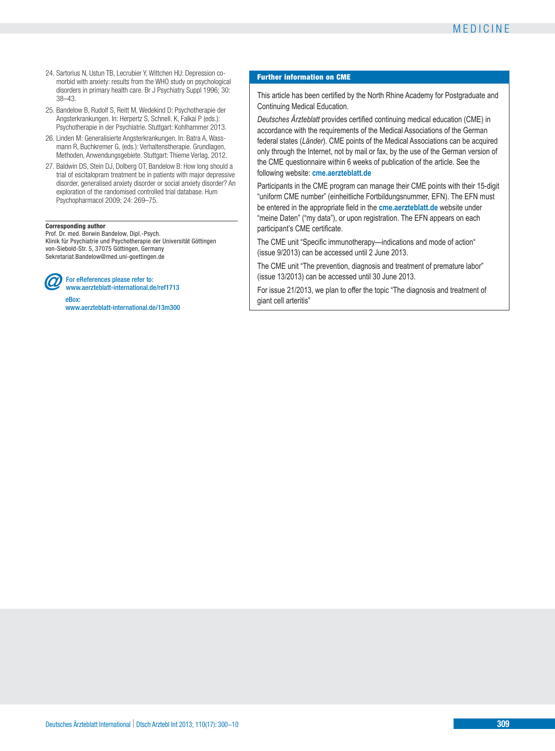24. Sartorius N, Ustun TB, Lecrubier Y, Wittchen HU: Depression comorbid with anxiety: results from the WHO study on psychological disorders in primary health care. Br J Psychiatry Suppl 1996; 30: 38–43.

25. Bandelow B, Rudolf S, Reitt M, Wedekind D: Psychotherapie der Angsterkrankungen. In: Herpertz S, Schnell. K, Falkai P (eds.): Psychotherapie in der Psychiatrie. Stuttgart: Kohlhammer 2013.

26. Linden M: Generalisierte Angsterkrankungen. In: Batra A, Wassmann R, Buchkremer G, (eds.): Verhaltenstherapie. Grundlagen, Methoden, Anwendungsgebiete. Stuttgart: Thieme Verlag, 2012.

27. Baldwin DS, Stein DJ, Dolberg OT, Bandelow B: How long should a trial of escitalopram treatment be in patients with major depressive disorder, generalised anxiety disorder or social anxiety disorder? An exploration of the randomised controlled trial database. Hum Psychopharmacol 2009; 24: 269–75.

**Corresponding author**
Prof. Dr. med. Borwin Bandelow, Dipl.-Psych.
Klinik für Psychiatrie und Psychotherapie der Universität Göttingen
von-Siebold-Str. 5, 37075 Göttingen, Germany
Sekretariat.Bandelow@med.uni-goettingen.de

For eReferences please refer to:
www.aerzteblatt-international.de/ref1713

eBox:
www.aerzteblatt-international.de/13m300

**Further information on CME**

This article has been certified by the North Rhine Academy for Postgraduate and Continuing Medical Education.

*Deutsches Ärzteblatt* provides certified continuing medical education (CME) in accordance with the requirements of the Medical Associations of the German federal states (*Länder*). CME points of the Medical Associations can be acquired only through the Internet, not by mail or fax, by the use of the German version of the CME questionnaire within 6 weeks of publication of the article. See the following website: **cme.aerzteblatt.de**

Participants in the CME program can manage their CME points with their 15-digit "uniform CME number" (einheitliche Fortbildungsnummer, EFN). The EFN must be entered in the appropriate field in the **cme.aerzteblatt.de** website under "meine Daten" ("my data"), or upon registration. The EFN appears on each participant's CME certificate.

The CME unit "Specific immunotherapy—indications and mode of action" (issue 9/2013) can be accessed until 2 June 2013.

The CME unit "The prevention, diagnosis and treatment of premature labor" (issue 13/2013) can be accessed until 30 June 2013.

For issue 21/2013, we plan to offer the topic "The diagnosis and treatment of giant cell arteritis"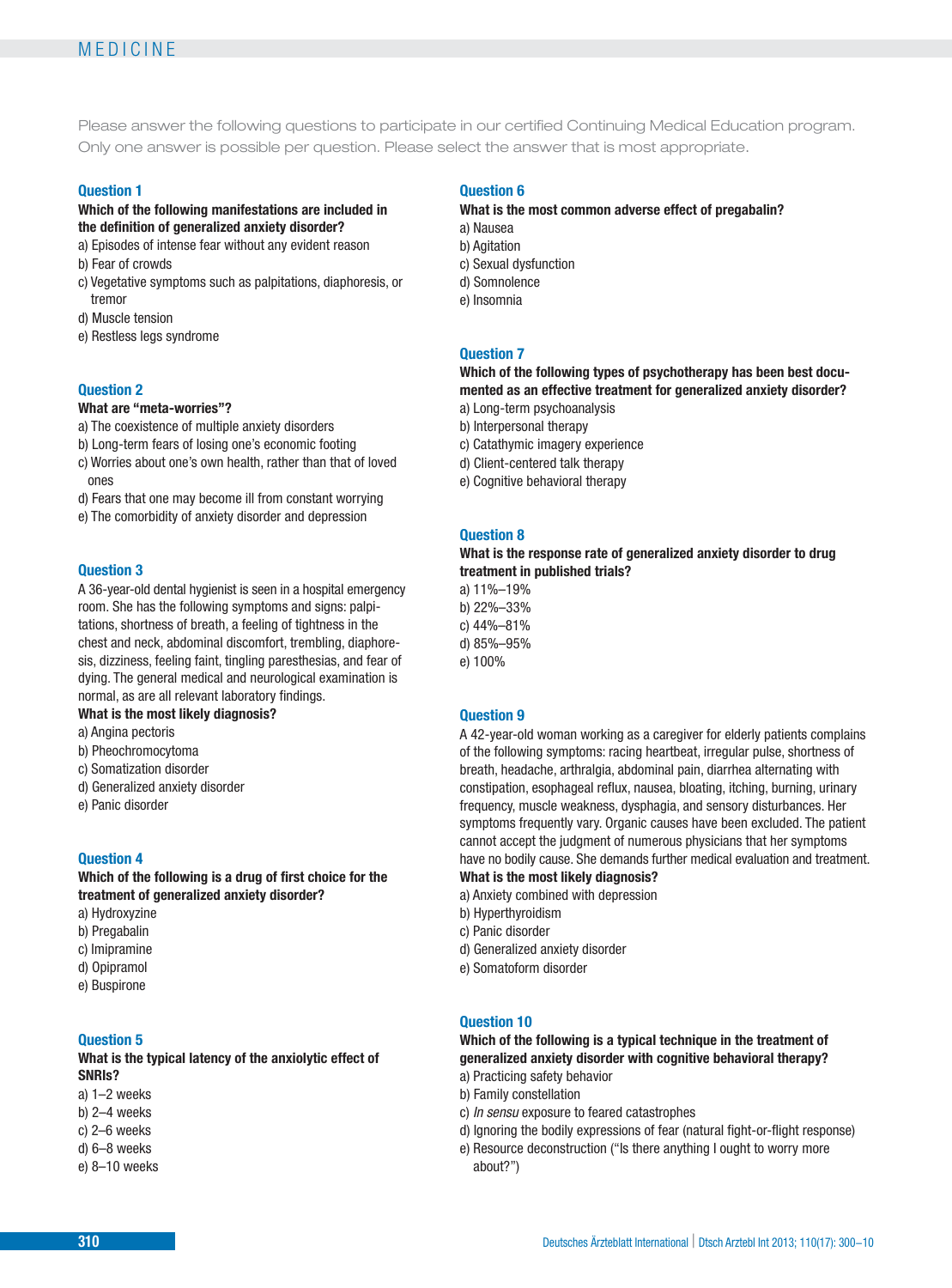Please answer the following questions to participate in our certified Continuing Medical Education program. Only one answer is possible per question. Please select the answer that is most appropriate.

### Question 1

**Which of the following manifestations are included in the definition of generalized anxiety disorder?**

a) Episodes of intense fear without any evident reason

b) Fear of crowds

c) Vegetative symptoms such as palpitations, diaphoresis, or tremor

d) Muscle tension

e) Restless legs syndrome

### Question 2

**What are "meta-worries"?**

a) The coexistence of multiple anxiety disorders

b) Long-term fears of losing one's economic footing

c) Worries about one's own health, rather than that of loved ones

d) Fears that one may become ill from constant worrying

e) The comorbidity of anxiety disorder and depression

### Question 3

A 36-year-old dental hygienist is seen in a hospital emergency room. She has the following symptoms and signs: palpitations, shortness of breath, a feeling of tightness in the chest and neck, abdominal discomfort, trembling, diaphoresis, dizziness, feeling faint, tingling paresthesias, and fear of dying. The general medical and neurological examination is normal, as are all relevant laboratory findings.

**What is the most likely diagnosis?**

a) Angina pectoris

b) Pheochromocytoma

c) Somatization disorder

d) Generalized anxiety disorder

e) Panic disorder

### Question 4

**Which of the following is a drug of first choice for the treatment of generalized anxiety disorder?**

a) Hydroxyzine

b) Pregabalin

c) Imipramine

d) Opipramol

e) Buspirone

### Question 5

**What is the typical latency of the anxiolytic effect of SNRIs?**

a) 1–2 weeks

b) 2–4 weeks

c) 2–6 weeks

d) 6–8 weeks

e) 8–10 weeks

### Question 6

**What is the most common adverse effect of pregabalin?**

a) Nausea

b) Agitation

c) Sexual dysfunction

d) Somnolence

e) Insomnia

### Question 7

**Which of the following types of psychotherapy has been best documented as an effective treatment for generalized anxiety disorder?**

a) Long-term psychoanalysis

b) Interpersonal therapy

c) Catathymic imagery experience

d) Client-centered talk therapy

e) Cognitive behavioral therapy

### Question 8

**What is the response rate of generalized anxiety disorder to drug treatment in published trials?**

a) 11%–19%

b) 22%–33%

c) 44%–81%

d) 85%–95%

e) 100%

### Question 9

A 42-year-old woman working as a caregiver for elderly patients complains of the following symptoms: racing heartbeat, irregular pulse, shortness of breath, headache, arthralgia, abdominal pain, diarrhea alternating with constipation, esophageal reflux, nausea, bloating, itching, burning, urinary frequency, muscle weakness, dysphagia, and sensory disturbances. Her symptoms frequently vary. Organic causes have been excluded. The patient cannot accept the judgment of numerous physicians that her symptoms have no bodily cause. She demands further medical evaluation and treatment.

**What is the most likely diagnosis?**

a) Anxiety combined with depression

b) Hyperthyroidism

c) Panic disorder

d) Generalized anxiety disorder

e) Somatoform disorder

### Question 10

**Which of the following is a typical technique in the treatment of generalized anxiety disorder with cognitive behavioral therapy?**

a) Practicing safety behavior

b) Family constellation

c) *In sensu* exposure to feared catastrophes

d) Ignoring the bodily expressions of fear (natural fight-or-flight response)

e) Resource deconstruction ("Is there anything I ought to worry more about?")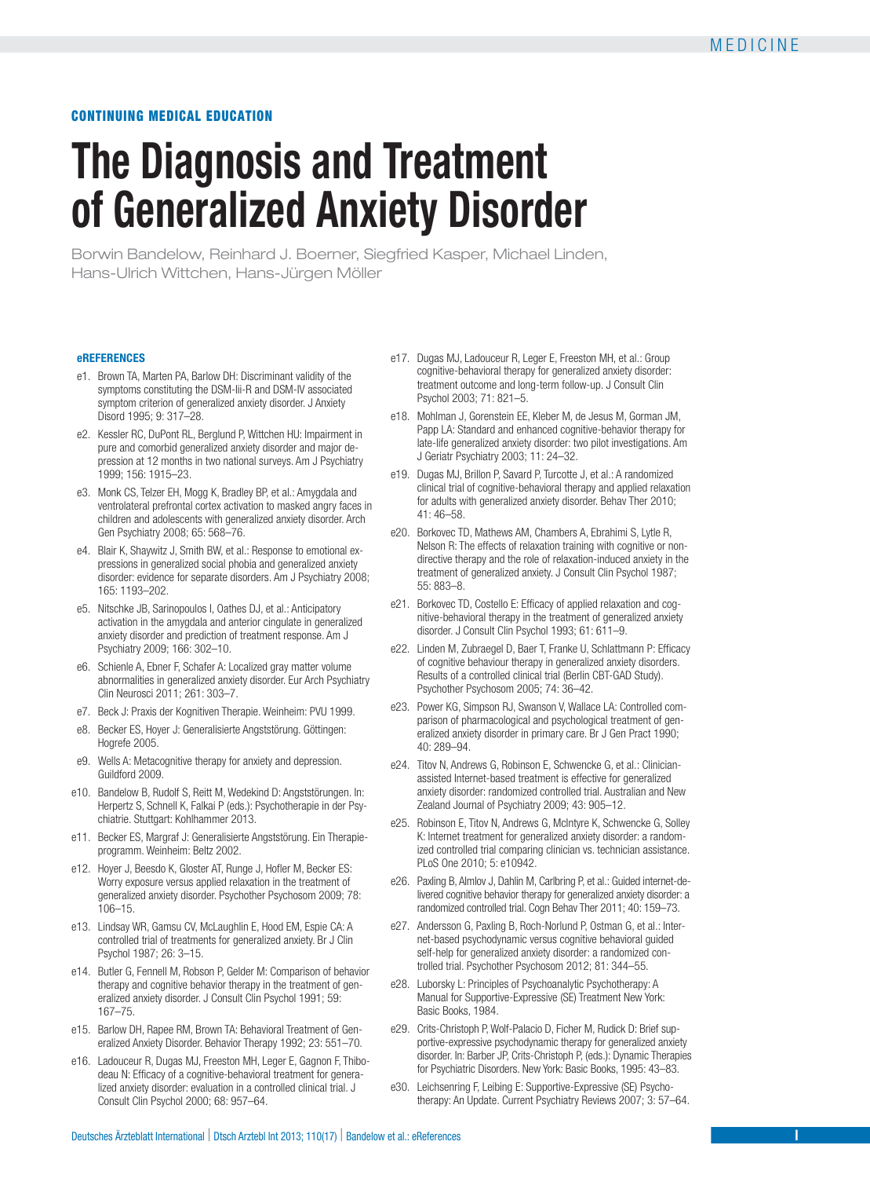**CONTINUING MEDICAL EDUCATION**

# The Diagnosis and Treatment of Generalized Anxiety Disorder

Borwin Bandelow, Reinhard J. Boerner, Siegfried Kasper, Michael Linden, Hans-Ulrich Wittchen, Hans-Jürgen Möller

## eREFERENCES

- e1. Brown TA, Marten PA, Barlow DH: Discriminant validity of the symptoms constituting the DSM-Iii-R and DSM-IV associated symptom criterion of generalized anxiety disorder. J Anxiety Disord 1995; 9: 317–28.
- e2. Kessler RC, DuPont RL, Berglund P, Wittchen HU: Impairment in pure and comorbid generalized anxiety disorder and major depression at 12 months in two national surveys. Am J Psychiatry 1999; 156: 1915–23.
- e3. Monk CS, Telzer EH, Mogg K, Bradley BP, et al.: Amygdala and ventrolateral prefrontal cortex activation to masked angry faces in children and adolescents with generalized anxiety disorder. Arch Gen Psychiatry 2008; 65: 568–76.
- e4. Blair K, Shaywitz J, Smith BW, et al.: Response to emotional expressions in generalized social phobia and generalized anxiety disorder: evidence for separate disorders. Am J Psychiatry 2008; 165: 1193–202.
- e5. Nitschke JB, Sarinopoulos I, Oathes DJ, et al.: Anticipatory activation in the amygdala and anterior cingulate in generalized anxiety disorder and prediction of treatment response. Am J Psychiatry 2009; 166: 302–10.
- e6. Schienle A, Ebner F, Schafer A: Localized gray matter volume abnormalities in generalized anxiety disorder. Eur Arch Psychiatry Clin Neurosci 2011; 261: 303–7.
- e7. Beck J: Praxis der Kognitiven Therapie. Weinheim: PVU 1999.
- e8. Becker ES, Hoyer J: Generalisierte Angststörung. Göttingen: Hogrefe 2005.
- e9. Wells A: Metacognitive therapy for anxiety and depression. Guildford 2009.
- e10. Bandelow B, Rudolf S, Reitt M, Wedekind D: Angststörungen. In: Herpertz S, Schnell K, Falkai P (eds.): Psychotherapie in der Psychiatrie. Stuttgart: Kohlhammer 2013.
- e11. Becker ES, Margraf J: Generalisierte Angststörung. Ein Therapieprogramm. Weinheim: Beltz 2002.
- e12. Hoyer J, Beesdo K, Gloster AT, Runge J, Hofler M, Becker ES: Worry exposure versus applied relaxation in the treatment of generalized anxiety disorder. Psychother Psychosom 2009; 78: 106–15.
- e13. Lindsay WR, Gamsu CV, McLaughlin E, Hood EM, Espie CA: A controlled trial of treatments for generalized anxiety. Br J Clin Psychol 1987; 26: 3–15.
- e14. Butler G, Fennell M, Robson P, Gelder M: Comparison of behavior therapy and cognitive behavior therapy in the treatment of generalized anxiety disorder. J Consult Clin Psychol 1991; 59: 167–75.
- e15. Barlow DH, Rapee RM, Brown TA: Behavioral Treatment of Generalized Anxiety Disorder. Behavior Therapy 1992; 23: 551–70.
- e16. Ladouceur R, Dugas MJ, Freeston MH, Leger E, Gagnon F, Thibodeau N: Efficacy of a cognitive-behavioral treatment for generalized anxiety disorder: evaluation in a controlled clinical trial. J Consult Clin Psychol 2000; 68: 957–64.
- e17. Dugas MJ, Ladouceur R, Leger E, Freeston MH, et al.: Group cognitive-behavioral therapy for generalized anxiety disorder: treatment outcome and long-term follow-up. J Consult Clin Psychol 2003; 71: 821–5.
- e18. Mohlman J, Gorenstein EE, Kleber M, de Jesus M, Gorman JM, Papp LA: Standard and enhanced cognitive-behavior therapy for late-life generalized anxiety disorder: two pilot investigations. Am J Geriatr Psychiatry 2003; 11: 24–32.
- e19. Dugas MJ, Brillon P, Savard P, Turcotte J, et al.: A randomized clinical trial of cognitive-behavioral therapy and applied relaxation for adults with generalized anxiety disorder. Behav Ther 2010; 41: 46–58.
- e20. Borkovec TD, Mathews AM, Chambers A, Ebrahimi S, Lytle R, Nelson R: The effects of relaxation training with cognitive or nondirective therapy and the role of relaxation-induced anxiety in the treatment of generalized anxiety. J Consult Clin Psychol 1987; 55: 883–8.
- e21. Borkovec TD, Costello E: Efficacy of applied relaxation and cognitive-behavioral therapy in the treatment of generalized anxiety disorder. J Consult Clin Psychol 1993; 61: 611–9.
- e22. Linden M, Zubraegel D, Baer T, Franke U, Schlattmann P: Efficacy of cognitive behaviour therapy in generalized anxiety disorders. Results of a controlled clinical trial (Berlin CBT-GAD Study). Psychother Psychosom 2005; 74: 36–42.
- e23. Power KG, Simpson RJ, Swanson V, Wallace LA: Controlled comparison of pharmacological and psychological treatment of generalized anxiety disorder in primary care. Br J Gen Pract 1990; 40: 289–94.
- e24. Titov N, Andrews G, Robinson E, Schwencke G, et al.: Clinician-assisted Internet-based treatment is effective for generalized anxiety disorder: randomized controlled trial. Australian and New Zealand Journal of Psychiatry 2009; 43: 905–12.
- e25. Robinson E, Titov N, Andrews G, McIntyre K, Schwencke G, Solley K: Internet treatment for generalized anxiety disorder: a randomized controlled trial comparing clinician vs. technician assistance. PLoS One 2010; 5: e10942.
- e26. Paxling B, Almlov J, Dahlin M, Carlbring P, et al.: Guided internet-delivered cognitive behavior therapy for generalized anxiety disorder: a randomized controlled trial. Cogn Behav Ther 2011; 40: 159–73.
- e27. Andersson G, Paxling B, Roch-Norlund P, Ostman G, et al.: Internet-based psychodynamic versus cognitive behavioral guided self-help for generalized anxiety disorder: a randomized controlled trial. Psychother Psychosom 2012; 81: 344–55.
- e28. Luborsky L: Principles of Psychoanalytic Psychotherapy: A Manual for Supportive-Expressive (SE) Treatment New York: Basic Books, 1984.
- e29. Crits-Christoph P, Wolf-Palacio D, Ficher M, Rudick D: Brief supportive-expressive psychodynamic therapy for generalized anxiety disorder. In: Barber JP, Crits-Christoph P, (eds.): Dynamic Therapies for Psychiatric Disorders. New York: Basic Books, 1995: 43–83.
- e30. Leichsenring F, Leibing E: Supportive-Expressive (SE) Psychotherapy: An Update. Current Psychiatry Reviews 2007; 3: 57–64.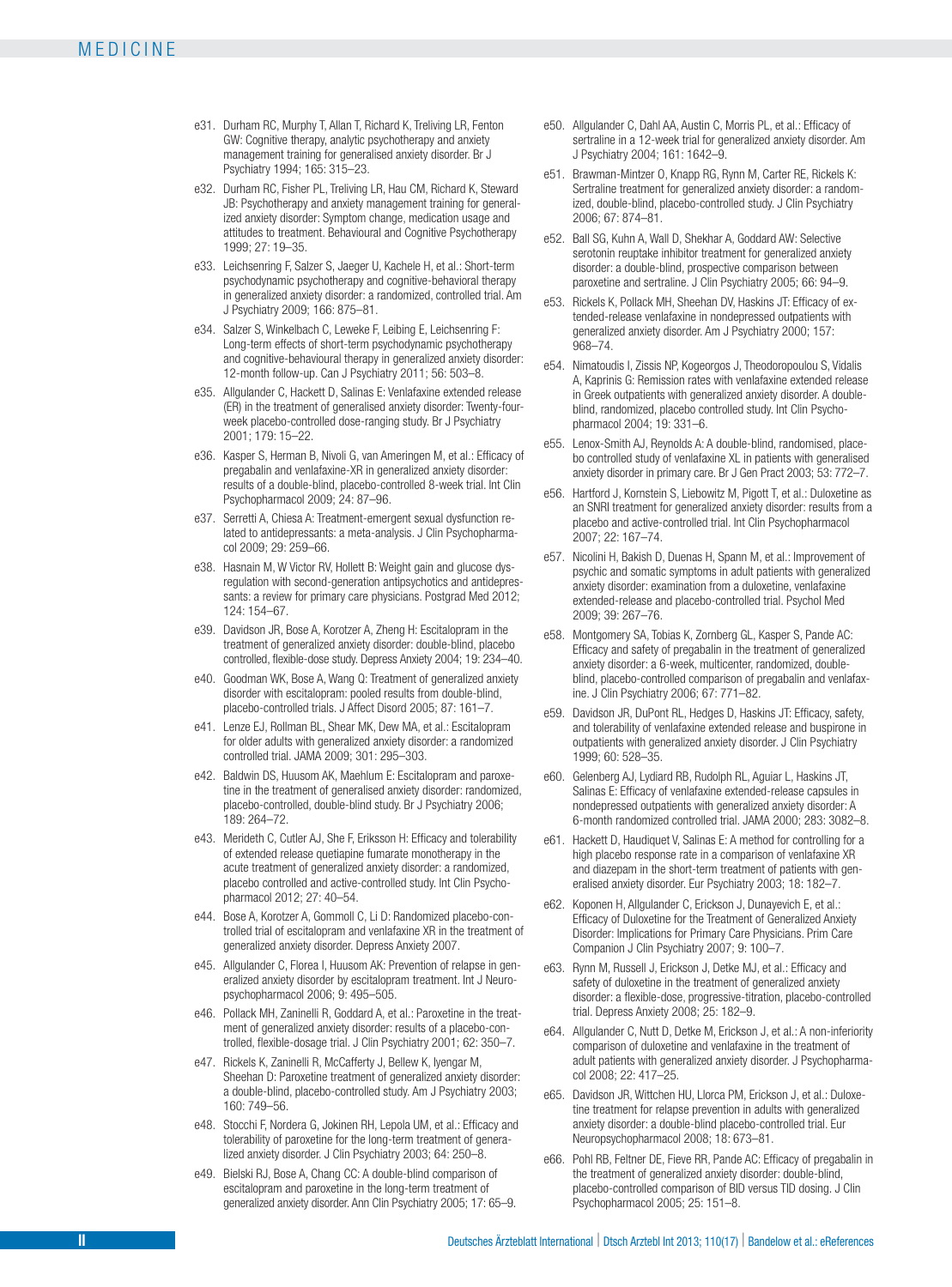e31. Durham RC, Murphy T, Allan T, Richard K, Treliving LR, Fenton GW: Cognitive therapy, analytic psychotherapy and anxiety management training for generalised anxiety disorder. Br J Psychiatry 1994; 165: 315–23.

e32. Durham RC, Fisher PL, Treliving LR, Hau CM, Richard K, Steward JB: Psychotherapy and anxiety management training for generalized anxiety disorder: Symptom change, medication usage and attitudes to treatment. Behavioural and Cognitive Psychotherapy 1999; 27: 19–35.

e33. Leichsenring F, Salzer S, Jaeger U, Kachele H, et al.: Short-term psychodynamic psychotherapy and cognitive-behavioral therapy in generalized anxiety disorder: a randomized, controlled trial. Am J Psychiatry 2009; 166: 875–81.

e34. Salzer S, Winkelbach C, Leweke F, Leibing E, Leichsenring F: Long-term effects of short-term psychodynamic psychotherapy and cognitive-behavioural therapy in generalized anxiety disorder: 12-month follow-up. Can J Psychiatry 2011; 56: 503–8.

e35. Allgulander C, Hackett D, Salinas E: Venlafaxine extended release (ER) in the treatment of generalised anxiety disorder: Twenty-four-week placebo-controlled dose-ranging study. Br J Psychiatry 2001; 179: 15–22.

e36. Kasper S, Herman B, Nivoli G, van Ameringen M, et al.: Efficacy of pregabalin and venlafaxine-XR in generalized anxiety disorder: results of a double-blind, placebo-controlled 8-week trial. Int Clin Psychopharmacol 2009; 24: 87–96.

e37. Serretti A, Chiesa A: Treatment-emergent sexual dysfunction related to antidepressants: a meta-analysis. J Clin Psychopharmacol 2009; 29: 259–66.

e38. Hasnain M, W Victor RV, Hollett B: Weight gain and glucose dysregulation with second-generation antipsychotics and antidepressants: a review for primary care physicians. Postgrad Med 2012; 124: 154–67.

e39. Davidson JR, Bose A, Korotzer A, Zheng H: Escitalopram in the treatment of generalized anxiety disorder: double-blind, placebo controlled, flexible-dose study. Depress Anxiety 2004; 19: 234–40.

e40. Goodman WK, Bose A, Wang Q: Treatment of generalized anxiety disorder with escitalopram: pooled results from double-blind, placebo-controlled trials. J Affect Disord 2005; 87: 161–7.

e41. Lenze EJ, Rollman BL, Shear MK, Dew MA, et al.: Escitalopram for older adults with generalized anxiety disorder: a randomized controlled trial. JAMA 2009; 301: 295–303.

e42. Baldwin DS, Huusom AK, Maehlum E: Escitalopram and paroxetine in the treatment of generalised anxiety disorder: randomized, placebo-controlled, double-blind study. Br J Psychiatry 2006; 189: 264–72.

e43. Merideth C, Cutler AJ, She F, Eriksson H: Efficacy and tolerability of extended release quetiapine fumarate monotherapy in the acute treatment of generalized anxiety disorder: a randomized, placebo controlled and active-controlled study. Int Clin Psychopharmacol 2012; 27: 40–54.

e44. Bose A, Korotzer A, Gommoll C, Li D: Randomized placebo-controlled trial of escitalopram and venlafaxine XR in the treatment of generalized anxiety disorder. Depress Anxiety 2007.

e45. Allgulander C, Florea I, Huusom AK: Prevention of relapse in generalized anxiety disorder by escitalopram treatment. Int J Neuropsychopharmacol 2006; 9: 495–505.

e46. Pollack MH, Zaninelli R, Goddard A, et al.: Paroxetine in the treatment of generalized anxiety disorder: results of a placebo-controlled, flexible-dosage trial. J Clin Psychiatry 2001; 62: 350–7.

e47. Rickels K, Zaninelli R, McCafferty J, Bellew K, Iyengar M, Sheehan D: Paroxetine treatment of generalized anxiety disorder: a double-blind, placebo-controlled study. Am J Psychiatry 2003; 160: 749–56.

e48. Stocchi F, Nordera G, Jokinen RH, Lepola UM, et al.: Efficacy and tolerability of paroxetine for the long-term treatment of generalized anxiety disorder. J Clin Psychiatry 2003; 64: 250–8.

e49. Bielski RJ, Bose A, Chang CC: A double-blind comparison of escitalopram and paroxetine in the long-term treatment of generalized anxiety disorder. Ann Clin Psychiatry 2005; 17: 65–9.

e50. Allgulander C, Dahl AA, Austin C, Morris PL, et al.: Efficacy of sertraline in a 12-week trial for generalized anxiety disorder. Am J Psychiatry 2004; 161: 1642–9.

e51. Brawman-Mintzer O, Knapp RG, Rynn M, Carter RE, Rickels K: Sertraline treatment for generalized anxiety disorder: a randomized, double-blind, placebo-controlled study. J Clin Psychiatry 2006; 67: 874–81.

e52. Ball SG, Kuhn A, Wall D, Shekhar A, Goddard AW: Selective serotonin reuptake inhibitor treatment for generalized anxiety disorder: a double-blind, prospective comparison between paroxetine and sertraline. J Clin Psychiatry 2005; 66: 94–9.

e53. Rickels K, Pollack MH, Sheehan DV, Haskins JT: Efficacy of extended-release venlafaxine in nondepressed outpatients with generalized anxiety disorder. Am J Psychiatry 2000; 157: 968–74.

e54. Nimatoudis I, Zissis NP, Kogeorgos J, Theodoropoulou S, Vidalis A, Kaprinis G: Remission rates with venlafaxine extended release in Greek outpatients with generalized anxiety disorder. A double-blind, randomized, placebo controlled study. Int Clin Psychopharmacol 2004; 19: 331–6.

e55. Lenox-Smith AJ, Reynolds A: A double-blind, randomised, placebo controlled study of venlafaxine XL in patients with generalised anxiety disorder in primary care. Br J Gen Pract 2003; 53: 772–7.

e56. Hartford J, Kornstein S, Liebowitz M, Pigott T, et al.: Duloxetine as an SNRI treatment for generalized anxiety disorder: results from a placebo and active-controlled trial. Int Clin Psychopharmacol 2007; 22: 167–74.

e57. Nicolini H, Bakish D, Duenas H, Spann M, et al.: Improvement of psychic and somatic symptoms in adult patients with generalized anxiety disorder: examination from a duloxetine, venlafaxine extended-release and placebo-controlled trial. Psychol Med 2009; 39: 267–76.

e58. Montgomery SA, Tobias K, Zornberg GL, Kasper S, Pande AC: Efficacy and safety of pregabalin in the treatment of generalized anxiety disorder: a 6-week, multicenter, randomized, double-blind, placebo-controlled comparison of pregabalin and venlafaxine. J Clin Psychiatry 2006; 67: 771–82.

e59. Davidson JR, DuPont RL, Hedges D, Haskins JT: Efficacy, safety, and tolerability of venlafaxine extended release and buspirone in outpatients with generalized anxiety disorder. J Clin Psychiatry 1999; 60: 528–35.

e60. Gelenberg AJ, Lydiard RB, Rudolph RL, Aguiar L, Haskins JT, Salinas E: Efficacy of venlafaxine extended-release capsules in nondepressed outpatients with generalized anxiety disorder: A 6-month randomized controlled trial. JAMA 2000; 283: 3082–8.

e61. Hackett D, Haudiquet V, Salinas E: A method for controlling for a high placebo response rate in a comparison of venlafaxine XR and diazepam in the short-term treatment of patients with generalised anxiety disorder. Eur Psychiatry 2003; 18: 182–7.

e62. Koponen H, Allgulander C, Erickson J, Dunayevich E, et al.: Efficacy of Duloxetine for the Treatment of Generalized Anxiety Disorder: Implications for Primary Care Physicians. Prim Care Companion J Clin Psychiatry 2007; 9: 100–7.

e63. Rynn M, Russell J, Erickson J, Detke MJ, et al.: Efficacy and safety of duloxetine in the treatment of generalized anxiety disorder: a flexible-dose, progressive-titration, placebo-controlled trial. Depress Anxiety 2008; 25: 182–9.

e64. Allgulander C, Nutt D, Detke M, Erickson J, et al.: A non-inferiority comparison of duloxetine and venlafaxine in the treatment of adult patients with generalized anxiety disorder. J Psychopharmacol 2008; 22: 417–25.

e65. Davidson JR, Wittchen HU, Llorca PM, Erickson J, et al.: Duloxetine treatment for relapse prevention in adults with generalized anxiety disorder: a double-blind placebo-controlled trial. Eur Neuropsychopharmacol 2008; 18: 673–81.

e66. Pohl RB, Feltner DE, Fieve RR, Pande AC: Efficacy of pregabalin in the treatment of generalized anxiety disorder: double-blind, placebo-controlled comparison of BID versus TID dosing. J Clin Psychopharmacol 2005; 25: 151–8.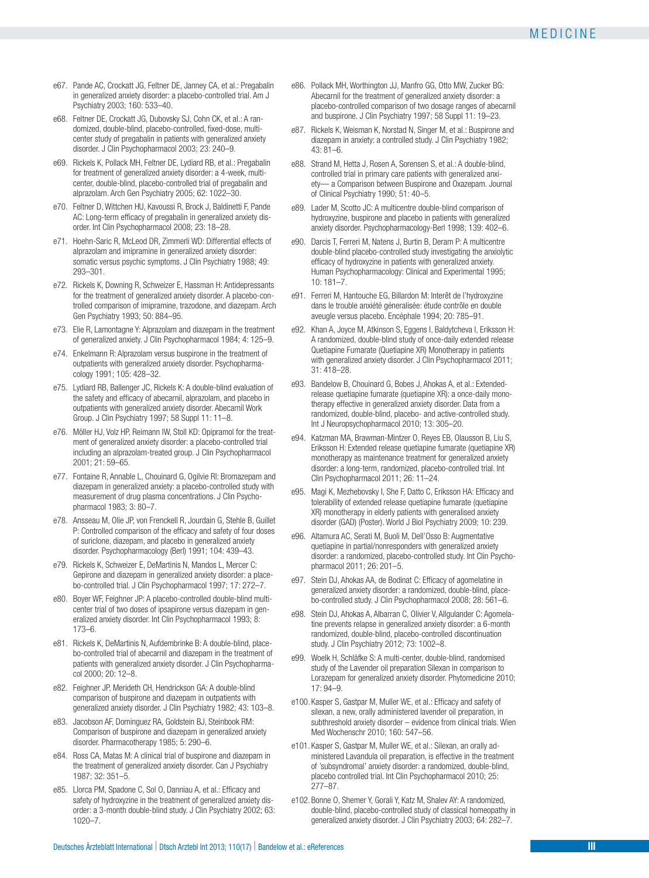e67. Pande AC, Crockatt JG, Feltner DE, Janney CA, et al.: Pregabalin in generalized anxiety disorder: a placebo-controlled trial. Am J Psychiatry 2003; 160: 533–40.

e68. Feltner DE, Crockatt JG, Dubovsky SJ, Cohn CK, et al.: A randomized, double-blind, placebo-controlled, fixed-dose, multicenter study of pregabalin in patients with generalized anxiety disorder. J Clin Psychopharmacol 2003; 23: 240–9.

e69. Rickels K, Pollack MH, Feltner DE, Lydiard RB, et al.: Pregabalin for treatment of generalized anxiety disorder: a 4-week, multicenter, double-blind, placebo-controlled trial of pregabalin and alprazolam. Arch Gen Psychiatry 2005; 62: 1022–30.

e70. Feltner D, Wittchen HU, Kavoussi R, Brock J, Baldinetti F, Pande AC: Long-term efficacy of pregabalin in generalized anxiety disorder. Int Clin Psychopharmacol 2008; 23: 18–28.

e71. Hoehn-Saric R, McLeod DR, Zimmerli WD: Differential effects of alprazolam and imipramine in generalized anxiety disorder: somatic versus psychic symptoms. J Clin Psychiatry 1988; 49: 293–301.

e72. Rickels K, Downing R, Schweizer E, Hassman H: Antidepressants for the treatment of generalized anxiety disorder. A placebo-controlled comparison of imipramine, trazodone, and diazepam. Arch Gen Psychiatry 1993; 50: 884–95.

e73. Elie R, Lamontagne Y: Alprazolam and diazepam in the treatment of generalized anxiety. J Clin Psychopharmacol 1984; 4: 125–9.

e74. Enkelmann R: Alprazolam versus buspirone in the treatment of outpatients with generalized anxiety disorder. Psychopharmacology 1991; 105: 428–32.

e75. Lydiard RB, Ballenger JC, Rickels K: A double-blind evaluation of the safety and efficacy of abecarnil, alprazolam, and placebo in outpatients with generalized anxiety disorder. Abecarnil Work Group. J Clin Psychiatry 1997; 58 Suppl 11: 11–8.

e76. Möller HJ, Volz HP, Reimann IW, Stoll KD: Opipramol for the treatment of generalized anxiety disorder: a placebo-controlled trial including an alprazolam-treated group. J Clin Psychopharmacol 2001; 21: 59–65.

e77. Fontaine R, Annable L, Chouinard G, Ogilvie RI: Bromazepam and diazepam in generalized anxiety: a placebo-controlled study with measurement of drug plasma concentrations. J Clin Psychopharmacol 1983; 3: 80–7.

e78. Ansseau M, Olie JP, von Frenckell R, Jourdain G, Stehle B, Guillet P: Controlled comparison of the efficacy and safety of four doses of suriclone, diazepam, and placebo in generalized anxiety disorder. Psychopharmacology (Berl) 1991; 104: 439–43.

e79. Rickels K, Schweizer E, DeMartinis N, Mandos L, Mercer C: Gepirone and diazepam in generalized anxiety disorder: a placebo-controlled trial. J Clin Psychopharmacol 1997; 17: 272–7.

e80. Boyer WF, Feighner JP: A placebo-controlled double-blind multicenter trial of two doses of ipsapirone versus diazepam in generalized anxiety disorder. Int Clin Psychopharmacol 1993; 8: 173–6.

e81. Rickels K, DeMartinis N, Aufdembrinke B: A double-blind, placebo-controlled trial of abecarnil and diazepam in the treatment of patients with generalized anxiety disorder. J Clin Psychopharmacol 2000; 20: 12–8.

e82. Feighner JP, Merideth CH, Hendrickson GA: A double-blind comparison of buspirone and diazepam in outpatients with generalized anxiety disorder. J Clin Psychiatry 1982; 43: 103–8.

e83. Jacobson AF, Dominguez RA, Goldstein BJ, Steinbook RM: Comparison of buspirone and diazepam in generalized anxiety disorder. Pharmacotherapy 1985; 5: 290–6.

e84. Ross CA, Matas M: A clinical trial of buspirone and diazepam in the treatment of generalized anxiety disorder. Can J Psychiatry 1987; 32: 351–5.

e85. Llorca PM, Spadone C, Sol O, Danniau A, et al.: Efficacy and safety of hydroxyzine in the treatment of generalized anxiety disorder: a 3-month double-blind study. J Clin Psychiatry 2002; 63: 1020–7.

e86. Pollack MH, Worthington JJ, Manfro GG, Otto MW, Zucker BG: Abecarnil for the treatment of generalized anxiety disorder: a placebo-controlled comparison of two dosage ranges of abecarnil and buspirone. J Clin Psychiatry 1997; 58 Suppl 11: 19–23.

e87. Rickels K, Weisman K, Norstad N, Singer M, et al.: Buspirone and diazepam in anxiety: a controlled study. J Clin Psychiatry 1982; 43: 81–6.

e88. Strand M, Hetta J, Rosen A, Sorensen S, et al.: A double-blind, controlled trial in primary care patients with generalized anxiety— a Comparison between Buspirone and Oxazepam. Journal of Clinical Psychiatry 1990; 51: 40–5.

e89. Lader M, Scotto JC: A multicentre double-blind comparison of hydroxyzine, buspirone and placebo in patients with generalized anxiety disorder. Psychopharmacology-Berl 1998; 139: 402–6.

e90. Darcis T, Ferreri M, Natens J, Burtin B, Deram P: A multicentre double-blind placebo-controlled study investigating the anxiolytic efficacy of hydroxyzine in patients with generalized anxiety. Human Psychopharmacology: Clinical and Experimental 1995; 10: 181–7.

e91. Ferreri M, Hantouche EG, Billardon M: Interêt de l'hydroxyzine dans le trouble anxiété géneralisée: étude contrôle en double aveugle versus placebo. Encéphale 1994; 20: 785–91.

e92. Khan A, Joyce M, Atkinson S, Eggens I, Baldytcheva I, Eriksson H: A randomized, double-blind study of once-daily extended release Quetiapine Fumarate (Quetiapine XR) Monotherapy in patients with generalized anxiety disorder. J Clin Psychopharmacol 2011; 31: 418–28.

e93. Bandelow B, Chouinard G, Bobes J, Ahokas A, et al.: Extended-release quetiapine fumarate (quetiapine XR): a once-daily monotherapy effective in generalized anxiety disorder. Data from a randomized, double-blind, placebo- and active-controlled study. Int J Neuropsychopharmacol 2010; 13: 305–20.

e94. Katzman MA, Brawman-Mintzer O, Reyes EB, Olausson B, Liu S, Eriksson H: Extended release quetiapine fumarate (quetiapine XR) monotherapy as maintenance treatment for generalized anxiety disorder: a long-term, randomized, placebo-controlled trial. Int Clin Psychopharmacol 2011; 26: 11–24.

e95. Magi K, Mezhebovsky I, She F, Datto C, Eriksson HA: Efficacy and tolerability of extended release quetiapine fumarate (quetiapine XR) monotherapy in elderly patients with generalised anxiety disorder (GAD) (Poster). World J Biol Psychiatry 2009; 10: 239.

e96. Altamura AC, Serati M, Buoli M, Dell'Osso B: Augmentative quetiapine in partial/nonresponders with generalized anxiety disorder: a randomized, placebo-controlled study. Int Clin Psychopharmacol 2011; 26: 201–5.

e97. Stein DJ, Ahokas AA, de Bodinat C: Efficacy of agomelatine in generalized anxiety disorder: a randomized, double-blind, placebo-controlled study. J Clin Psychopharmacol 2008; 28: 561–6.

e98. Stein DJ, Ahokas A, Albarran C, Olivier V, Allgulander C: Agomelatine prevents relapse in generalized anxiety disorder: a 6-month randomized, double-blind, placebo-controlled discontinuation study. J Clin Psychiatry 2012; 73: 1002–8.

e99. Woelk H, Schläfke S: A multi-center, double-blind, randomised study of the Lavender oil preparation Silexan in comparison to Lorazepam for generalized anxiety disorder. Phytomedicine 2010; 17: 94–9.

e100. Kasper S, Gastpar M, Muller WE, et al.: Efficacy and safety of silexan, a new, orally administered lavender oil preparation, in subthreshold anxiety disorder – evidence from clinical trials. Wien Med Wochenschr 2010; 160: 547–56.

e101. Kasper S, Gastpar M, Muller WE, et al.: Silexan, an orally administered Lavandula oil preparation, is effective in the treatment of 'subsyndromal' anxiety disorder: a randomized, double-blind, placebo controlled trial. Int Clin Psychopharmacol 2010; 25: 277–87.

e102. Bonne O, Shemer Y, Gorali Y, Katz M, Shalev AY: A randomized, double-blind, placebo-controlled study of classical homeopathy in generalized anxiety disorder. J Clin Psychiatry 2003; 64: 282–7.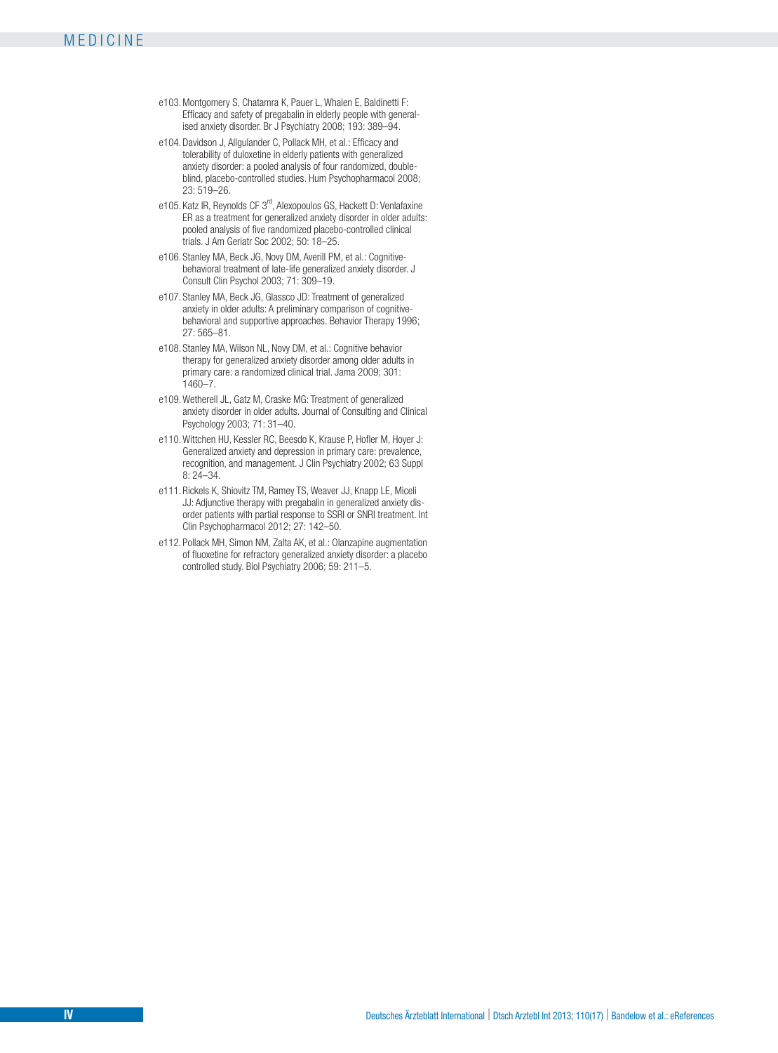e103. Montgomery S, Chatamra K, Pauer L, Whalen E, Baldinetti F: Efficacy and safety of pregabalin in elderly people with generalised anxiety disorder. Br J Psychiatry 2008; 193: 389–94.

e104. Davidson J, Allgulander C, Pollack MH, et al.: Efficacy and tolerability of duloxetine in elderly patients with generalized anxiety disorder: a pooled analysis of four randomized, double-blind, placebo-controlled studies. Hum Psychopharmacol 2008; 23: 519–26.

e105. Katz IR, Reynolds CF 3rd, Alexopoulos GS, Hackett D: Venlafaxine ER as a treatment for generalized anxiety disorder in older adults: pooled analysis of five randomized placebo-controlled clinical trials. J Am Geriatr Soc 2002; 50: 18–25.

e106. Stanley MA, Beck JG, Novy DM, Averill PM, et al.: Cognitive-behavioral treatment of late-life generalized anxiety disorder. J Consult Clin Psychol 2003; 71: 309–19.

e107. Stanley MA, Beck JG, Glassco JD: Treatment of generalized anxiety in older adults: A preliminary comparison of cognitive-behavioral and supportive approaches. Behavior Therapy 1996; 27: 565–81.

e108. Stanley MA, Wilson NL, Novy DM, et al.: Cognitive behavior therapy for generalized anxiety disorder among older adults in primary care: a randomized clinical trial. Jama 2009; 301: 1460–7.

e109. Wetherell JL, Gatz M, Craske MG: Treatment of generalized anxiety disorder in older adults. Journal of Consulting and Clinical Psychology 2003; 71: 31–40.

e110. Wittchen HU, Kessler RC, Beesdo K, Krause P, Hofler M, Hoyer J: Generalized anxiety and depression in primary care: prevalence, recognition, and management. J Clin Psychiatry 2002; 63 Suppl 8: 24–34.

e111. Rickels K, Shiovitz TM, Ramey TS, Weaver JJ, Knapp LE, Miceli JJ: Adjunctive therapy with pregabalin in generalized anxiety disorder patients with partial response to SSRI or SNRI treatment. Int Clin Psychopharmacol 2012; 27: 142–50.

e112. Pollack MH, Simon NM, Zalta AK, et al.: Olanzapine augmentation of fluoxetine for refractory generalized anxiety disorder: a placebo controlled study. Biol Psychiatry 2006; 59: 211–5.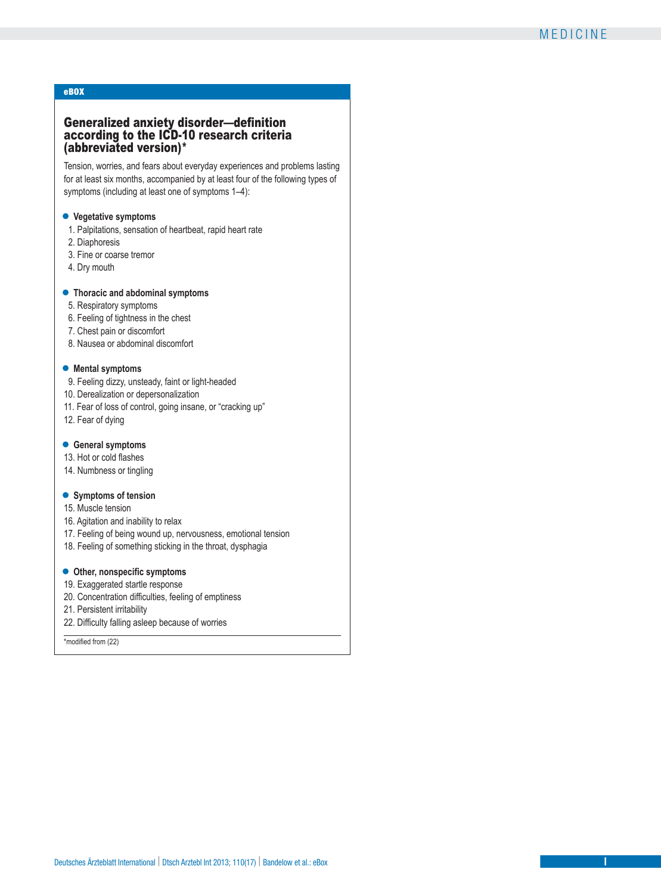**eBOX**

## Generalized anxiety disorder—definition according to the ICD-10 research criteria (abbreviated version)*

Tension, worries, and fears about everyday experiences and problems lasting for at least six months, accompanied by at least four of the following types of symptoms (including at least one of symptoms 1–4):

- **Vegetative symptoms**
  1. Palpitations, sensation of heartbeat, rapid heart rate
  2. Diaphoresis
  3. Fine or coarse tremor
  4. Dry mouth

- **Thoracic and abdominal symptoms**
  5. Respiratory symptoms
  6. Feeling of tightness in the chest
  7. Chest pain or discomfort
  8. Nausea or abdominal discomfort

- **Mental symptoms**
  9. Feeling dizzy, unsteady, faint or light-headed
  10. Derealization or depersonalization
  11. Fear of loss of control, going insane, or "cracking up"
  12. Fear of dying

- **General symptoms**
  13. Hot or cold flashes
  14. Numbness or tingling

- **Symptoms of tension**
  15. Muscle tension
  16. Agitation and inability to relax
  17. Feeling of being wound up, nervousness, emotional tension
  18. Feeling of something sticking in the throat, dysphagia

- **Other, nonspecific symptoms**
  19. Exaggerated startle response
  20. Concentration difficulties, feeling of emptiness
  21. Persistent irritability
  22. Difficulty falling asleep because of worries

*modified from (22)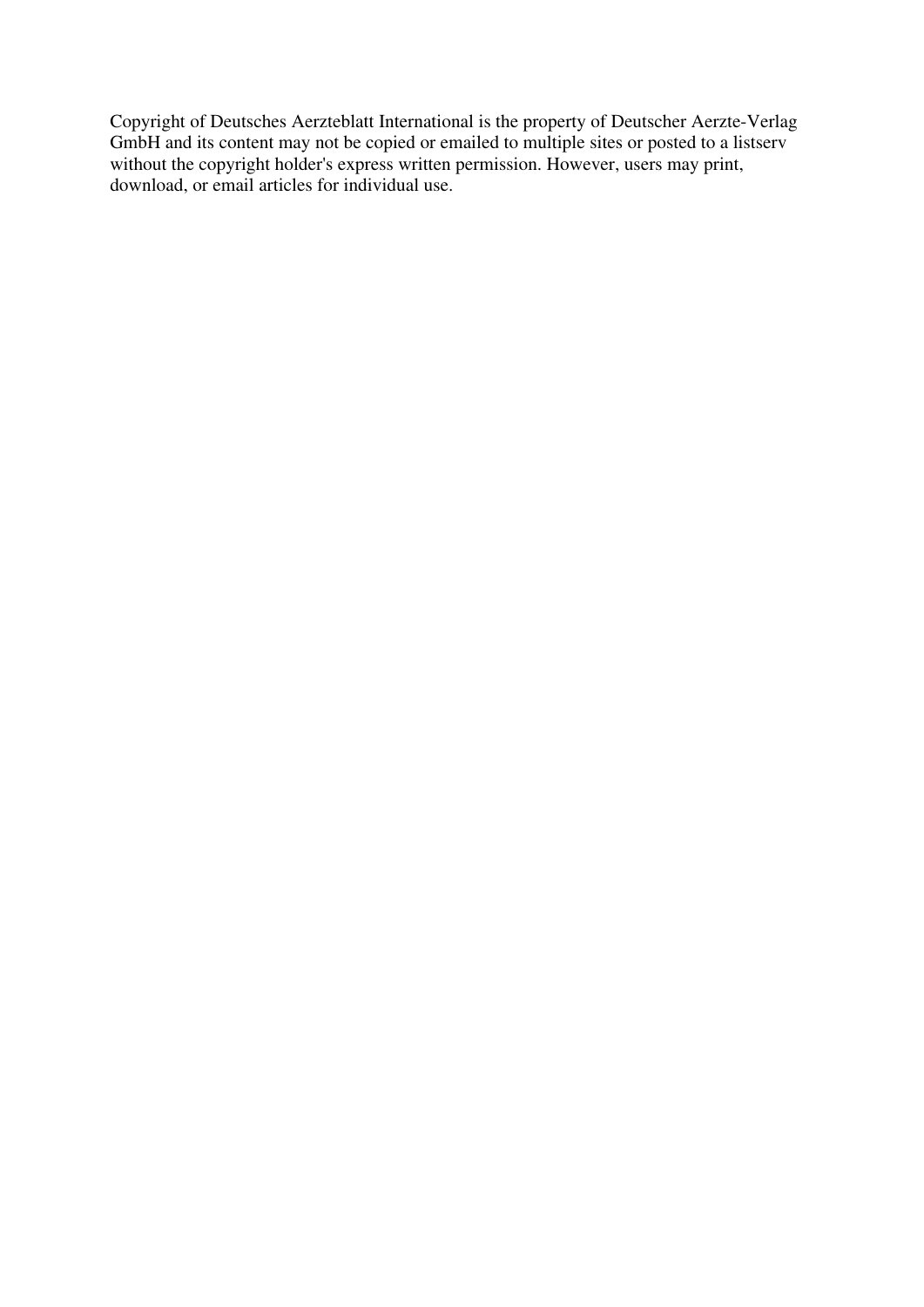Copyright of Deutsches Aerzteblatt International is the property of Deutscher Aerzte-Verlag GmbH and its content may not be copied or emailed to multiple sites or posted to a listserv without the copyright holder's express written permission. However, users may print, download, or email articles for individual use.